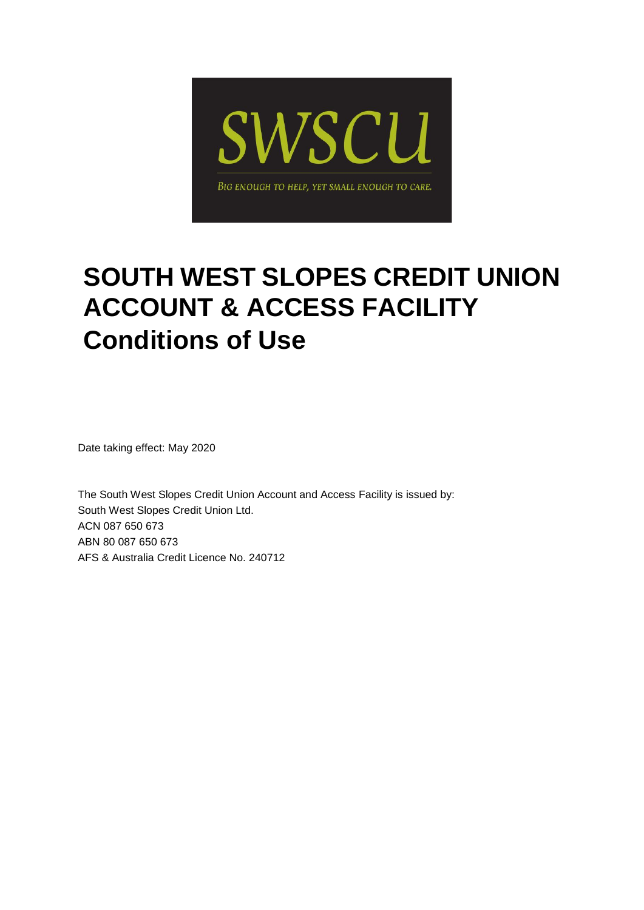SWSCU

BIG ENOUGH TO HELP, YET SMALL ENOUGH TO CARE.

# SOUTH WEST SLOPES CREDIT UNION ACCOUNT & ACCESS FACILITY

# Conditions of Use

Date taking effect: May 2020

The South West Slopes Credit Union Account and Access Facility is issued by:
South West Slopes Credit Union Ltd.
ACN 087 650 673
ABN 80 087 650 673
AFS & Australia Credit Licence No. 240712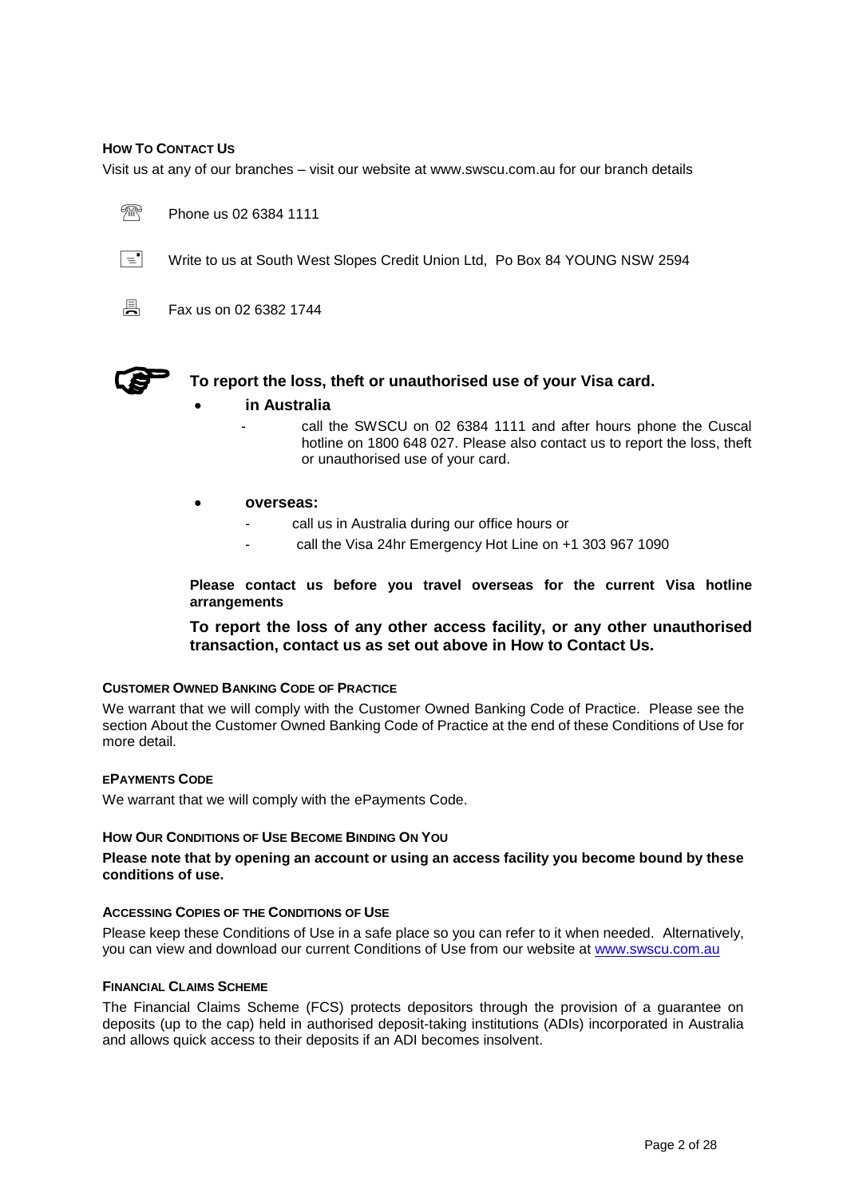## HOW TO CONTACT US

Visit us at any of our branches – visit our website at www.swscu.com.au for our branch details

Phone us 02 6384 1111

Write to us at South West Slopes Credit Union Ltd, Po Box 84 YOUNG NSW 2594

Fax us on 02 6382 1744

**To report the loss, theft or unauthorised use of your Visa card.**

- **in Australia**
  - call the SWSCU on 02 6384 1111 and after hours phone the Cuscal hotline on 1800 648 027. Please also contact us to report the loss, theft or unauthorised use of your card.
- **overseas:**
  - call us in Australia during our office hours or
  - call the Visa 24hr Emergency Hot Line on +1 303 967 1090

**Please contact us before you travel overseas for the current Visa hotline arrangements**

**To report the loss of any other access facility, or any other unauthorised transaction, contact us as set out above in How to Contact Us.**

## CUSTOMER OWNED BANKING CODE OF PRACTICE

We warrant that we will comply with the Customer Owned Banking Code of Practice. Please see the section About the Customer Owned Banking Code of Practice at the end of these Conditions of Use for more detail.

## EPAYMENTS CODE

We warrant that we will comply with the ePayments Code.

## HOW OUR CONDITIONS OF USE BECOME BINDING ON YOU

**Please note that by opening an account or using an access facility you become bound by these conditions of use.**

## ACCESSING COPIES OF THE CONDITIONS OF USE

Please keep these Conditions of Use in a safe place so you can refer to it when needed. Alternatively, you can view and download our current Conditions of Use from our website at www.swscu.com.au

## FINANCIAL CLAIMS SCHEME

The Financial Claims Scheme (FCS) protects depositors through the provision of a guarantee on deposits (up to the cap) held in authorised deposit-taking institutions (ADIs) incorporated in Australia and allows quick access to their deposits if an ADI becomes insolvent.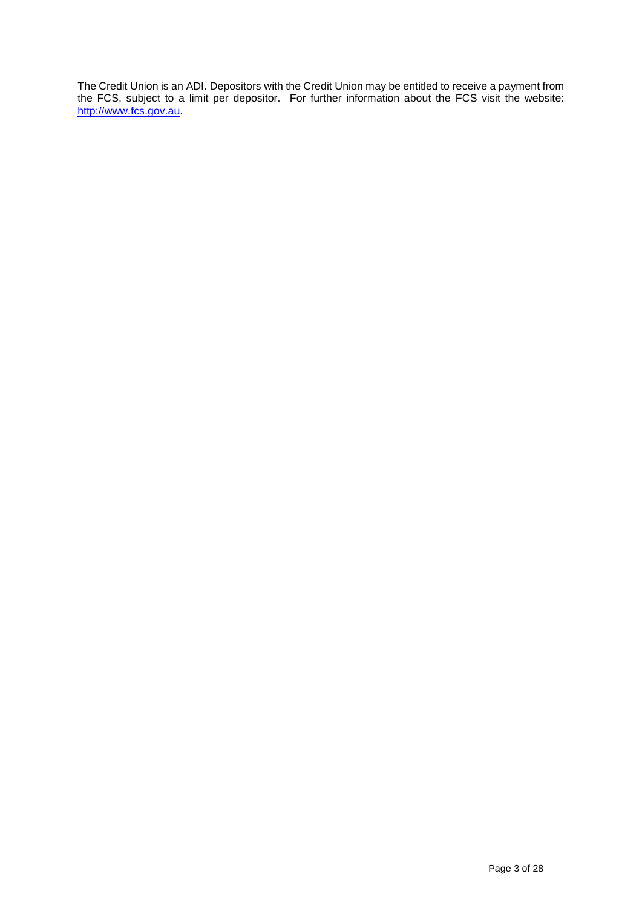The Credit Union is an ADI. Depositors with the Credit Union may be entitled to receive a payment from the FCS, subject to a limit per depositor. For further information about the FCS visit the website: [http://www.fcs.gov.au](http://www.fcs.gov.au).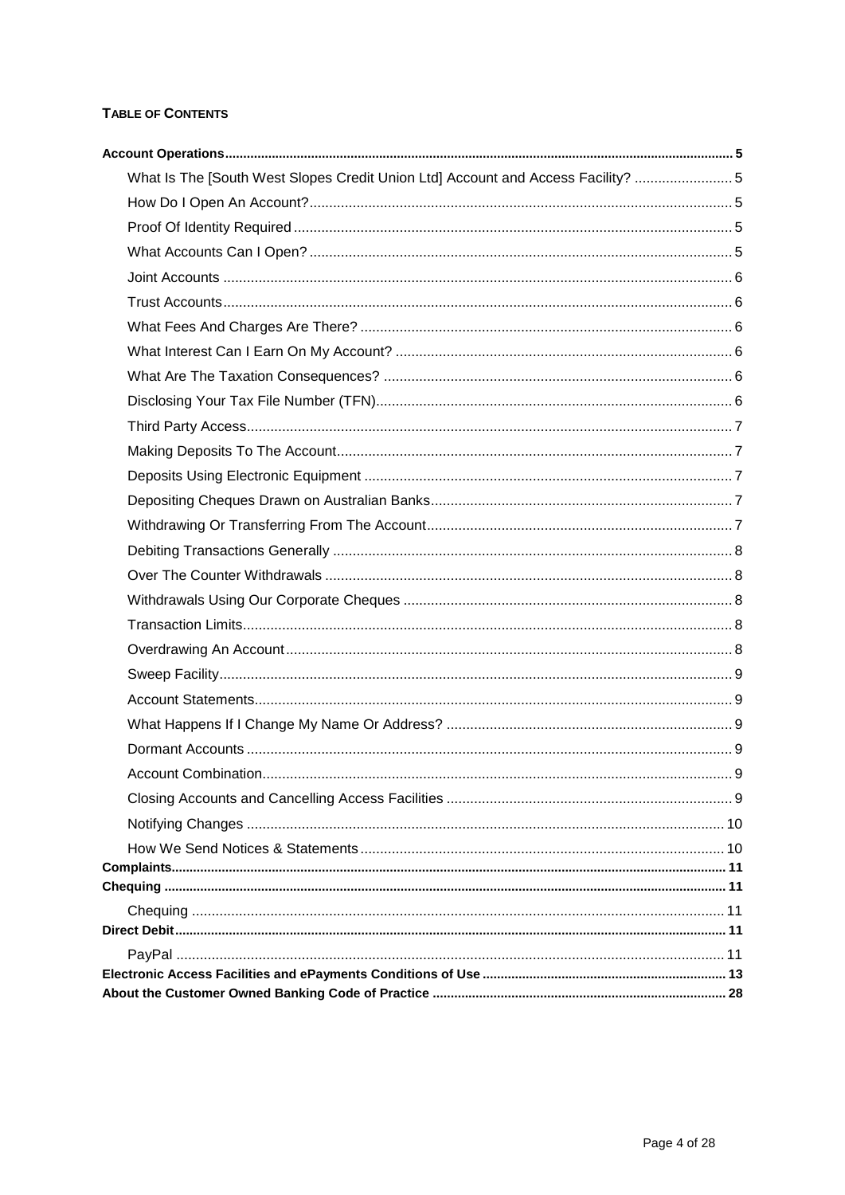**TABLE OF CONTENTS**

**Account Operations** ..... **5**

- What Is The [South West Slopes Credit Union Ltd] Account and Access Facility? ..... 5
- How Do I Open An Account? ..... 5
- Proof Of Identity Required ..... 5
- What Accounts Can I Open? ..... 5
- Joint Accounts ..... 6
- Trust Accounts ..... 6
- What Fees And Charges Are There? ..... 6
- What Interest Can I Earn On My Account? ..... 6
- What Are The Taxation Consequences? ..... 6
- Disclosing Your Tax File Number (TFN) ..... 6
- Third Party Access ..... 7
- Making Deposits To The Account ..... 7
- Deposits Using Electronic Equipment ..... 7
- Depositing Cheques Drawn on Australian Banks ..... 7
- Withdrawing Or Transferring From The Account ..... 7
- Debiting Transactions Generally ..... 8
- Over The Counter Withdrawals ..... 8
- Withdrawals Using Our Corporate Cheques ..... 8
- Transaction Limits ..... 8
- Overdrawing An Account ..... 8
- Sweep Facility ..... 9
- Account Statements ..... 9
- What Happens If I Change My Name Or Address? ..... 9
- Dormant Accounts ..... 9
- Account Combination ..... 9
- Closing Accounts and Cancelling Access Facilities ..... 9
- Notifying Changes ..... 10
- How We Send Notices & Statements ..... 10

**Complaints** ..... **11**

**Chequing** ..... **11**

- Chequing ..... 11

**Direct Debit** ..... **11**

- PayPal ..... 11

**Electronic Access Facilities and ePayments Conditions of Use** ..... **13**

**About the Customer Owned Banking Code of Practice** ..... **28**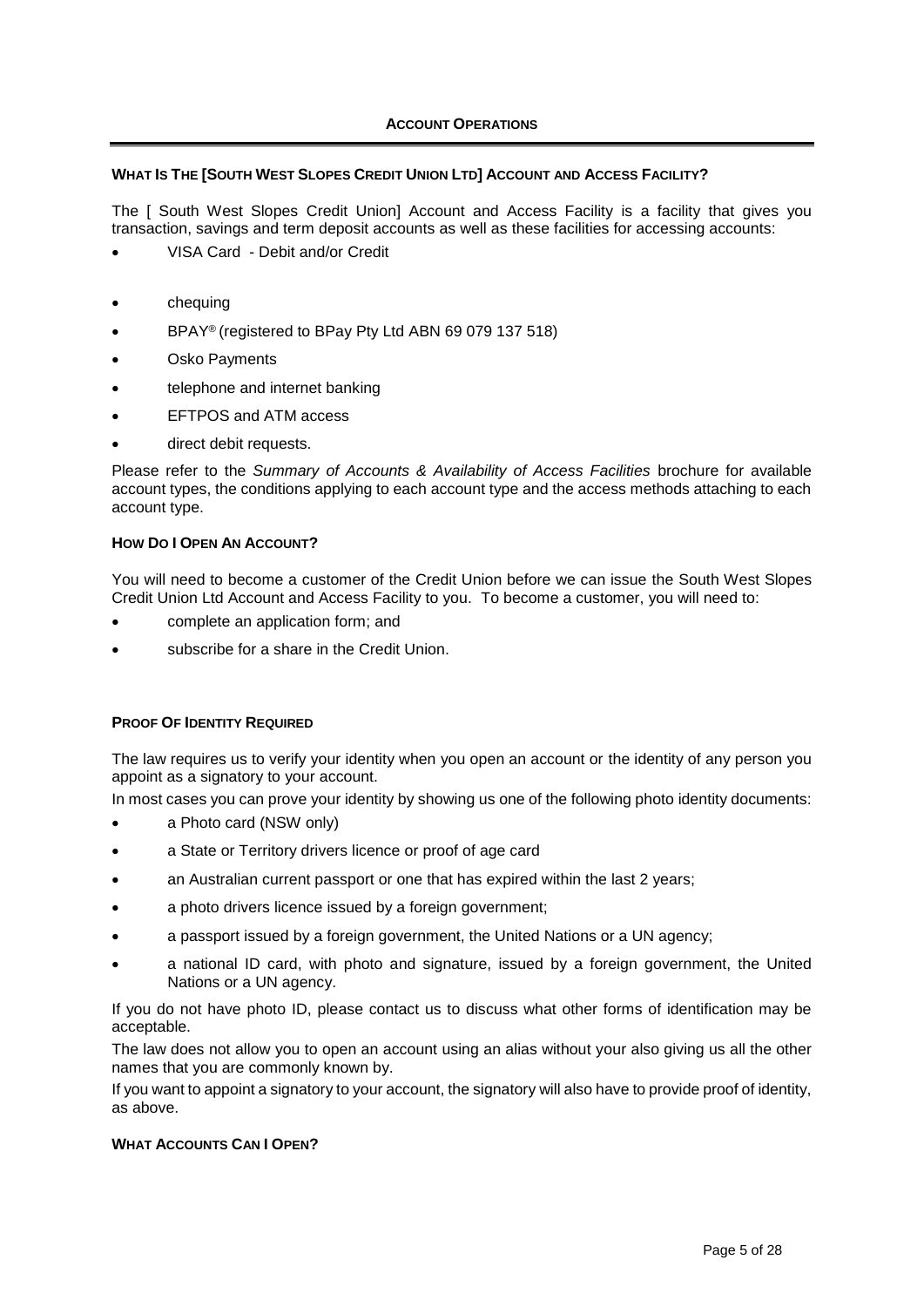## ACCOUNT OPERATIONS

### WHAT IS THE [SOUTH WEST SLOPES CREDIT UNION LTD] ACCOUNT AND ACCESS FACILITY?

The [ South West Slopes Credit Union] Account and Access Facility is a facility that gives you transaction, savings and term deposit accounts as well as these facilities for accessing accounts:

- VISA Card - Debit and/or Credit
- chequing
- BPAY® (registered to BPay Pty Ltd ABN 69 079 137 518)
- Osko Payments
- telephone and internet banking
- EFTPOS and ATM access
- direct debit requests.

Please refer to the *Summary of Accounts & Availability of Access Facilities* brochure for available account types, the conditions applying to each account type and the access methods attaching to each account type.

### HOW DO I OPEN AN ACCOUNT?

You will need to become a customer of the Credit Union before we can issue the South West Slopes Credit Union Ltd Account and Access Facility to you. To become a customer, you will need to:

- complete an application form; and
- subscribe for a share in the Credit Union.

### PROOF OF IDENTITY REQUIRED

The law requires us to verify your identity when you open an account or the identity of any person you appoint as a signatory to your account.

In most cases you can prove your identity by showing us one of the following photo identity documents:

- a Photo card (NSW only)
- a State or Territory drivers licence or proof of age card
- an Australian current passport or one that has expired within the last 2 years;
- a photo drivers licence issued by a foreign government;
- a passport issued by a foreign government, the United Nations or a UN agency;
- a national ID card, with photo and signature, issued by a foreign government, the United Nations or a UN agency.

If you do not have photo ID, please contact us to discuss what other forms of identification may be acceptable.

The law does not allow you to open an account using an alias without your also giving us all the other names that you are commonly known by.

If you want to appoint a signatory to your account, the signatory will also have to provide proof of identity, as above.

### WHAT ACCOUNTS CAN I OPEN?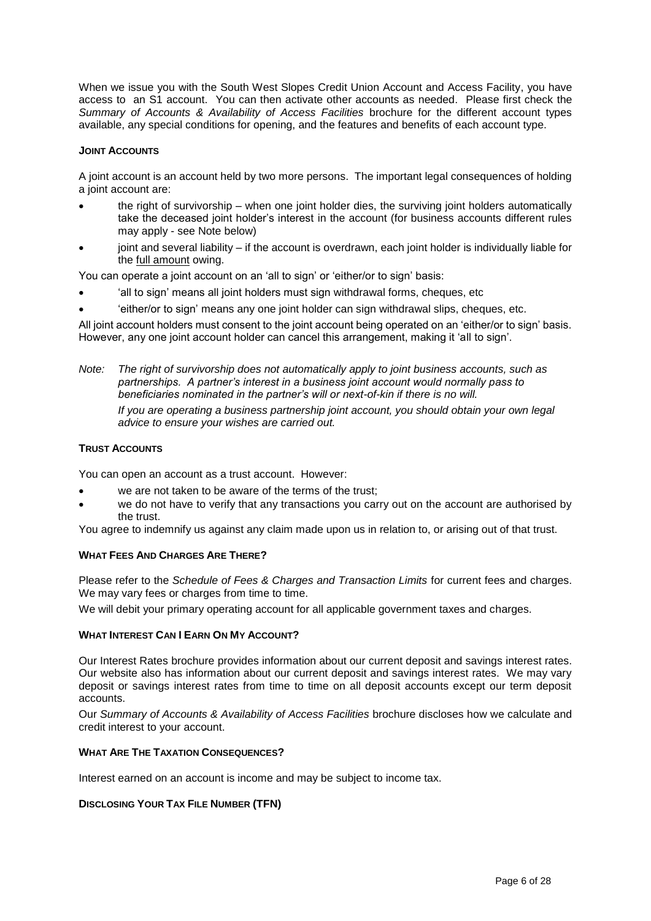When we issue you with the South West Slopes Credit Union Account and Access Facility, you have access to an S1 account. You can then activate other accounts as needed. Please first check the *Summary of Accounts & Availability of Access Facilities* brochure for the different account types available, any special conditions for opening, and the features and benefits of each account type.

### JOINT ACCOUNTS

A joint account is an account held by two more persons. The important legal consequences of holding a joint account are:

- the right of survivorship – when one joint holder dies, the surviving joint holders automatically take the deceased joint holder's interest in the account (for business accounts different rules may apply - see Note below)
- joint and several liability – if the account is overdrawn, each joint holder is individually liable for the <u>full amount</u> owing.

You can operate a joint account on an 'all to sign' or 'either/or to sign' basis:

- 'all to sign' means all joint holders must sign withdrawal forms, cheques, etc
- 'either/or to sign' means any one joint holder can sign withdrawal slips, cheques, etc.

All joint account holders must consent to the joint account being operated on an 'either/or to sign' basis. However, any one joint account holder can cancel this arrangement, making it 'all to sign'.

*Note: The right of survivorship does not automatically apply to joint business accounts, such as partnerships. A partner's interest in a business joint account would normally pass to beneficiaries nominated in the partner's will or next-of-kin if there is no will.*

*If you are operating a business partnership joint account, you should obtain your own legal advice to ensure your wishes are carried out.*

### TRUST ACCOUNTS

You can open an account as a trust account. However:

- we are not taken to be aware of the terms of the trust;
- we do not have to verify that any transactions you carry out on the account are authorised by the trust.

You agree to indemnify us against any claim made upon us in relation to, or arising out of that trust.

### WHAT FEES AND CHARGES ARE THERE?

Please refer to the *Schedule of Fees & Charges and Transaction Limits* for current fees and charges. We may vary fees or charges from time to time.

We will debit your primary operating account for all applicable government taxes and charges.

### WHAT INTEREST CAN I EARN ON MY ACCOUNT?

Our Interest Rates brochure provides information about our current deposit and savings interest rates. Our website also has information about our current deposit and savings interest rates. We may vary deposit or savings interest rates from time to time on all deposit accounts except our term deposit accounts.

Our *Summary of Accounts & Availability of Access Facilities* brochure discloses how we calculate and credit interest to your account.

### WHAT ARE THE TAXATION CONSEQUENCES?

Interest earned on an account is income and may be subject to income tax.

### DISCLOSING YOUR TAX FILE NUMBER (TFN)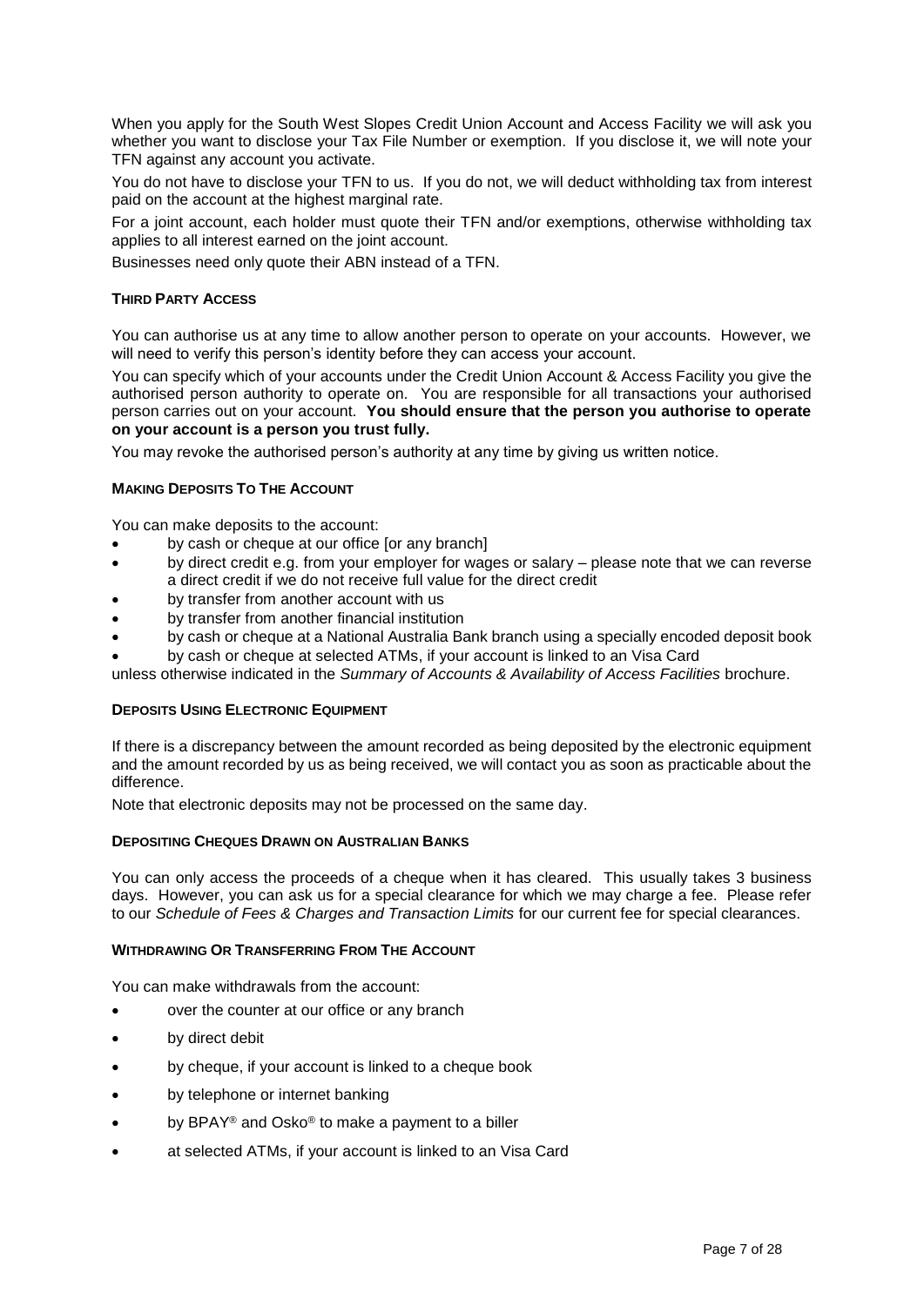When you apply for the South West Slopes Credit Union Account and Access Facility we will ask you whether you want to disclose your Tax File Number or exemption. If you disclose it, we will note your TFN against any account you activate.

You do not have to disclose your TFN to us. If you do not, we will deduct withholding tax from interest paid on the account at the highest marginal rate.

For a joint account, each holder must quote their TFN and/or exemptions, otherwise withholding tax applies to all interest earned on the joint account.

Businesses need only quote their ABN instead of a TFN.

### THIRD PARTY ACCESS

You can authorise us at any time to allow another person to operate on your accounts. However, we will need to verify this person's identity before they can access your account.

You can specify which of your accounts under the Credit Union Account & Access Facility you give the authorised person authority to operate on. You are responsible for all transactions your authorised person carries out on your account. **You should ensure that the person you authorise to operate on your account is a person you trust fully.**

You may revoke the authorised person's authority at any time by giving us written notice.

### MAKING DEPOSITS TO THE ACCOUNT

You can make deposits to the account:

- by cash or cheque at our office [or any branch]
- by direct credit e.g. from your employer for wages or salary – please note that we can reverse a direct credit if we do not receive full value for the direct credit
- by transfer from another account with us
- by transfer from another financial institution
- by cash or cheque at a National Australia Bank branch using a specially encoded deposit book
- by cash or cheque at selected ATMs, if your account is linked to an Visa Card

unless otherwise indicated in the *Summary of Accounts & Availability of Access Facilities* brochure.

### DEPOSITS USING ELECTRONIC EQUIPMENT

If there is a discrepancy between the amount recorded as being deposited by the electronic equipment and the amount recorded by us as being received, we will contact you as soon as practicable about the difference.

Note that electronic deposits may not be processed on the same day.

### DEPOSITING CHEQUES DRAWN ON AUSTRALIAN BANKS

You can only access the proceeds of a cheque when it has cleared. This usually takes 3 business days. However, you can ask us for a special clearance for which we may charge a fee. Please refer to our *Schedule of Fees & Charges and Transaction Limits* for our current fee for special clearances.

### WITHDRAWING OR TRANSFERRING FROM THE ACCOUNT

You can make withdrawals from the account:

- over the counter at our office or any branch
- by direct debit
- by cheque, if your account is linked to a cheque book
- by telephone or internet banking
- by BPAY® and Osko® to make a payment to a biller
- at selected ATMs, if your account is linked to an Visa Card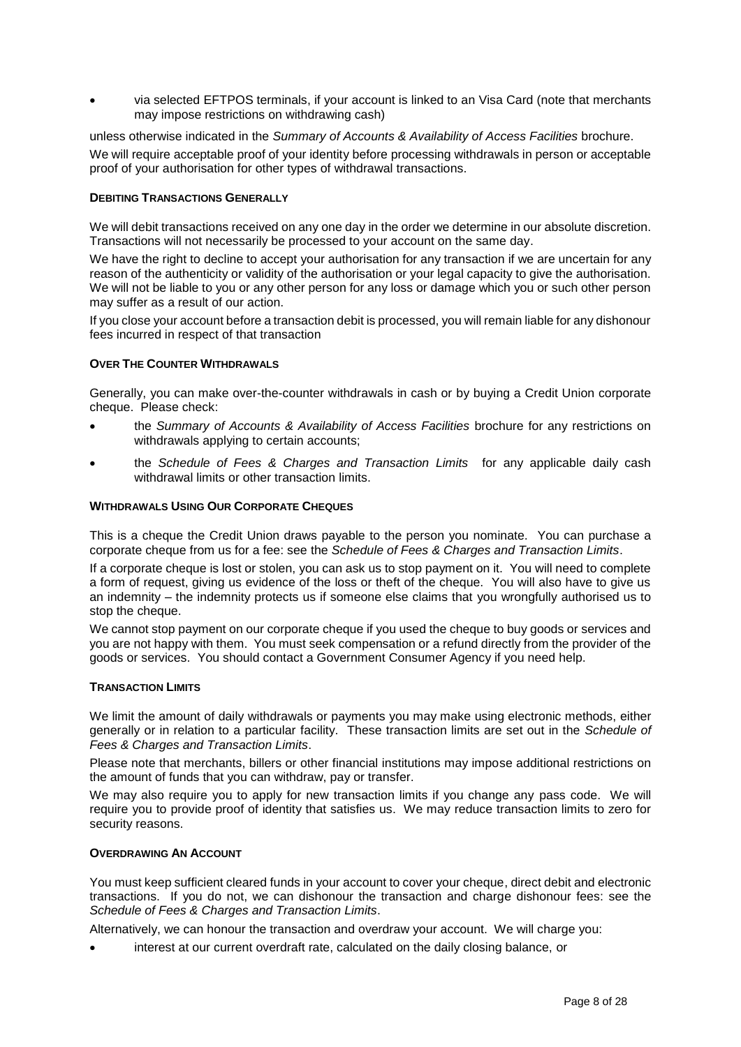- via selected EFTPOS terminals, if your account is linked to an Visa Card (note that merchants may impose restrictions on withdrawing cash)

unless otherwise indicated in the *Summary of Accounts & Availability of Access Facilities* brochure.

We will require acceptable proof of your identity before processing withdrawals in person or acceptable proof of your authorisation for other types of withdrawal transactions.

**DEBITING TRANSACTIONS GENERALLY**

We will debit transactions received on any one day in the order we determine in our absolute discretion. Transactions will not necessarily be processed to your account on the same day.

We have the right to decline to accept your authorisation for any transaction if we are uncertain for any reason of the authenticity or validity of the authorisation or your legal capacity to give the authorisation. We will not be liable to you or any other person for any loss or damage which you or such other person may suffer as a result of our action.

If you close your account before a transaction debit is processed, you will remain liable for any dishonour fees incurred in respect of that transaction

**OVER THE COUNTER WITHDRAWALS**

Generally, you can make over-the-counter withdrawals in cash or by buying a Credit Union corporate cheque. Please check:

- the *Summary of Accounts & Availability of Access Facilities* brochure for any restrictions on withdrawals applying to certain accounts;
- the *Schedule of Fees & Charges and Transaction Limits* for any applicable daily cash withdrawal limits or other transaction limits.

**WITHDRAWALS USING OUR CORPORATE CHEQUES**

This is a cheque the Credit Union draws payable to the person you nominate. You can purchase a corporate cheque from us for a fee: see the *Schedule of Fees & Charges and Transaction Limits*.

If a corporate cheque is lost or stolen, you can ask us to stop payment on it. You will need to complete a form of request, giving us evidence of the loss or theft of the cheque. You will also have to give us an indemnity – the indemnity protects us if someone else claims that you wrongfully authorised us to stop the cheque.

We cannot stop payment on our corporate cheque if you used the cheque to buy goods or services and you are not happy with them. You must seek compensation or a refund directly from the provider of the goods or services. You should contact a Government Consumer Agency if you need help.

**TRANSACTION LIMITS**

We limit the amount of daily withdrawals or payments you may make using electronic methods, either generally or in relation to a particular facility. These transaction limits are set out in the *Schedule of Fees & Charges and Transaction Limits*.

Please note that merchants, billers or other financial institutions may impose additional restrictions on the amount of funds that you can withdraw, pay or transfer.

We may also require you to apply for new transaction limits if you change any pass code. We will require you to provide proof of identity that satisfies us. We may reduce transaction limits to zero for security reasons.

**OVERDRAWING AN ACCOUNT**

You must keep sufficient cleared funds in your account to cover your cheque, direct debit and electronic transactions. If you do not, we can dishonour the transaction and charge dishonour fees: see the *Schedule of Fees & Charges and Transaction Limits*.

Alternatively, we can honour the transaction and overdraw your account. We will charge you:

- interest at our current overdraft rate, calculated on the daily closing balance, or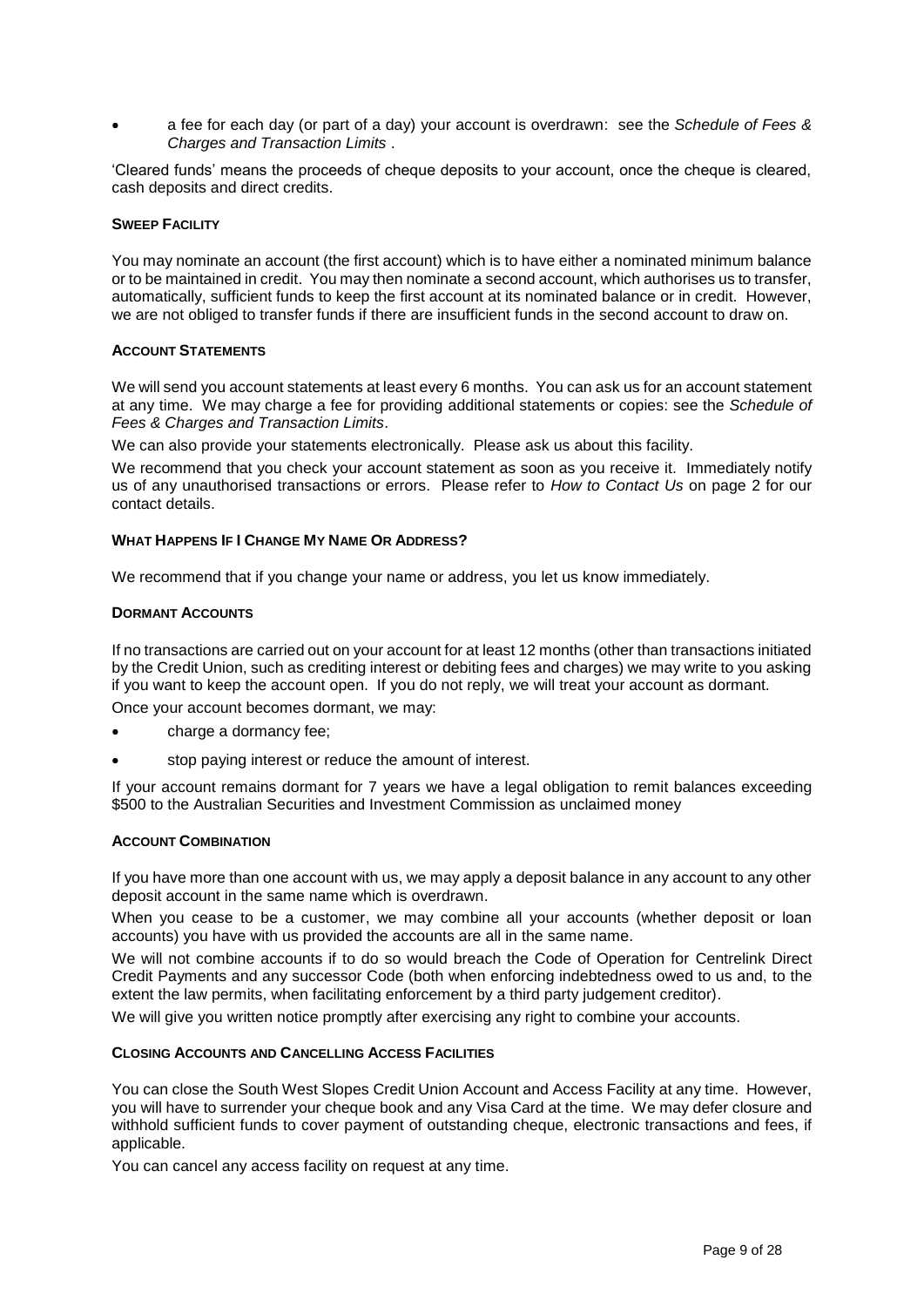- a fee for each day (or part of a day) your account is overdrawn: see the *Schedule of Fees & Charges and Transaction Limits* .

'Cleared funds' means the proceeds of cheque deposits to your account, once the cheque is cleared, cash deposits and direct credits.

#### SWEEP FACILITY

You may nominate an account (the first account) which is to have either a nominated minimum balance or to be maintained in credit. You may then nominate a second account, which authorises us to transfer, automatically, sufficient funds to keep the first account at its nominated balance or in credit. However, we are not obliged to transfer funds if there are insufficient funds in the second account to draw on.

#### ACCOUNT STATEMENTS

We will send you account statements at least every 6 months. You can ask us for an account statement at any time. We may charge a fee for providing additional statements or copies: see the *Schedule of Fees & Charges and Transaction Limits*.

We can also provide your statements electronically. Please ask us about this facility.

We recommend that you check your account statement as soon as you receive it. Immediately notify us of any unauthorised transactions or errors. Please refer to *How to Contact Us* on page 2 for our contact details.

#### WHAT HAPPENS IF I CHANGE MY NAME OR ADDRESS?

We recommend that if you change your name or address, you let us know immediately.

#### DORMANT ACCOUNTS

If no transactions are carried out on your account for at least 12 months (other than transactions initiated by the Credit Union, such as crediting interest or debiting fees and charges) we may write to you asking if you want to keep the account open. If you do not reply, we will treat your account as dormant.

Once your account becomes dormant, we may:

- charge a dormancy fee;
- stop paying interest or reduce the amount of interest.

If your account remains dormant for 7 years we have a legal obligation to remit balances exceeding $500 to the Australian Securities and Investment Commission as unclaimed money

#### ACCOUNT COMBINATION

If you have more than one account with us, we may apply a deposit balance in any account to any other deposit account in the same name which is overdrawn.

When you cease to be a customer, we may combine all your accounts (whether deposit or loan accounts) you have with us provided the accounts are all in the same name.

We will not combine accounts if to do so would breach the Code of Operation for Centrelink Direct Credit Payments and any successor Code (both when enforcing indebtedness owed to us and, to the extent the law permits, when facilitating enforcement by a third party judgement creditor).

We will give you written notice promptly after exercising any right to combine your accounts.

#### CLOSING ACCOUNTS AND CANCELLING ACCESS FACILITIES

You can close the South West Slopes Credit Union Account and Access Facility at any time. However, you will have to surrender your cheque book and any Visa Card at the time. We may defer closure and withhold sufficient funds to cover payment of outstanding cheque, electronic transactions and fees, if applicable.

You can cancel any access facility on request at any time.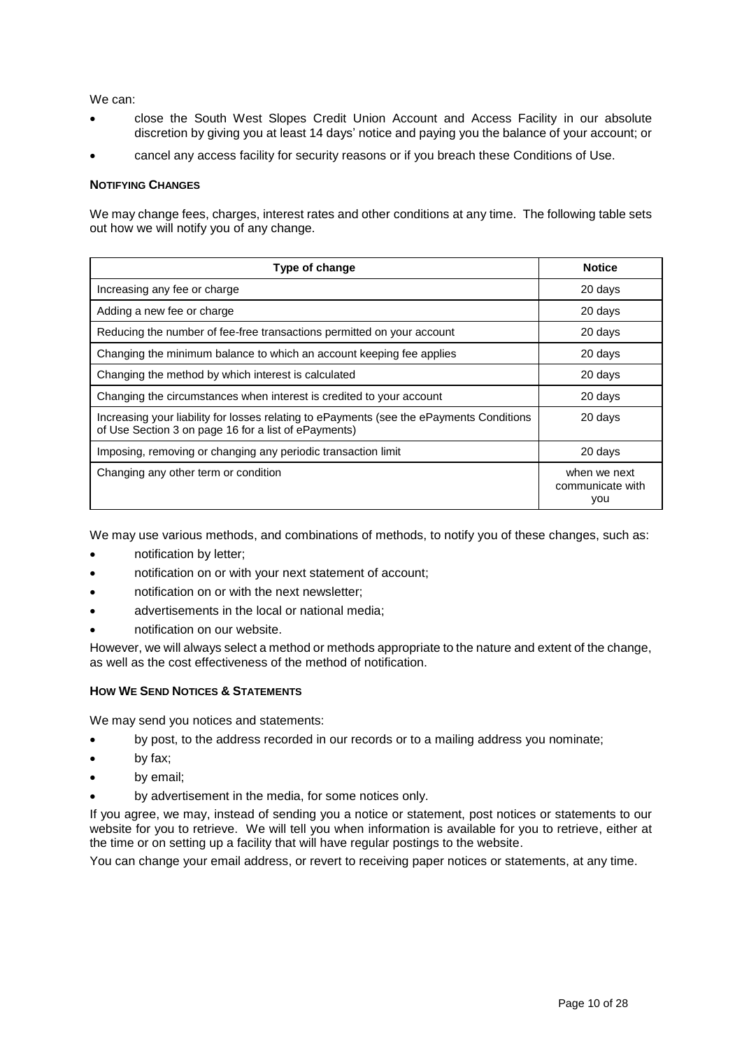We can:

- close the South West Slopes Credit Union Account and Access Facility in our absolute discretion by giving you at least 14 days' notice and paying you the balance of your account; or
- cancel any access facility for security reasons or if you breach these Conditions of Use.

#### NOTIFYING CHANGES

We may change fees, charges, interest rates and other conditions at any time. The following table sets out how we will notify you of any change.

| Type of change | Notice |
|---|---|
| Increasing any fee or charge | 20 days |
| Adding a new fee or charge | 20 days |
| Reducing the number of fee-free transactions permitted on your account | 20 days |
| Changing the minimum balance to which an account keeping fee applies | 20 days |
| Changing the method by which interest is calculated | 20 days |
| Changing the circumstances when interest is credited to your account | 20 days |
| Increasing your liability for losses relating to ePayments (see the ePayments Conditions of Use Section 3 on page 16 for a list of ePayments) | 20 days |
| Imposing, removing or changing any periodic transaction limit | 20 days |
| Changing any other term or condition | when we next communicate with you |

We may use various methods, and combinations of methods, to notify you of these changes, such as:

- notification by letter;
- notification on or with your next statement of account;
- notification on or with the next newsletter;
- advertisements in the local or national media;
- notification on our website.

However, we will always select a method or methods appropriate to the nature and extent of the change, as well as the cost effectiveness of the method of notification.

#### HOW WE SEND NOTICES & STATEMENTS

We may send you notices and statements:

- by post, to the address recorded in our records or to a mailing address you nominate;
- by fax;
- by email;
- by advertisement in the media, for some notices only.

If you agree, we may, instead of sending you a notice or statement, post notices or statements to our website for you to retrieve. We will tell you when information is available for you to retrieve, either at the time or on setting up a facility that will have regular postings to the website.

You can change your email address, or revert to receiving paper notices or statements, at any time.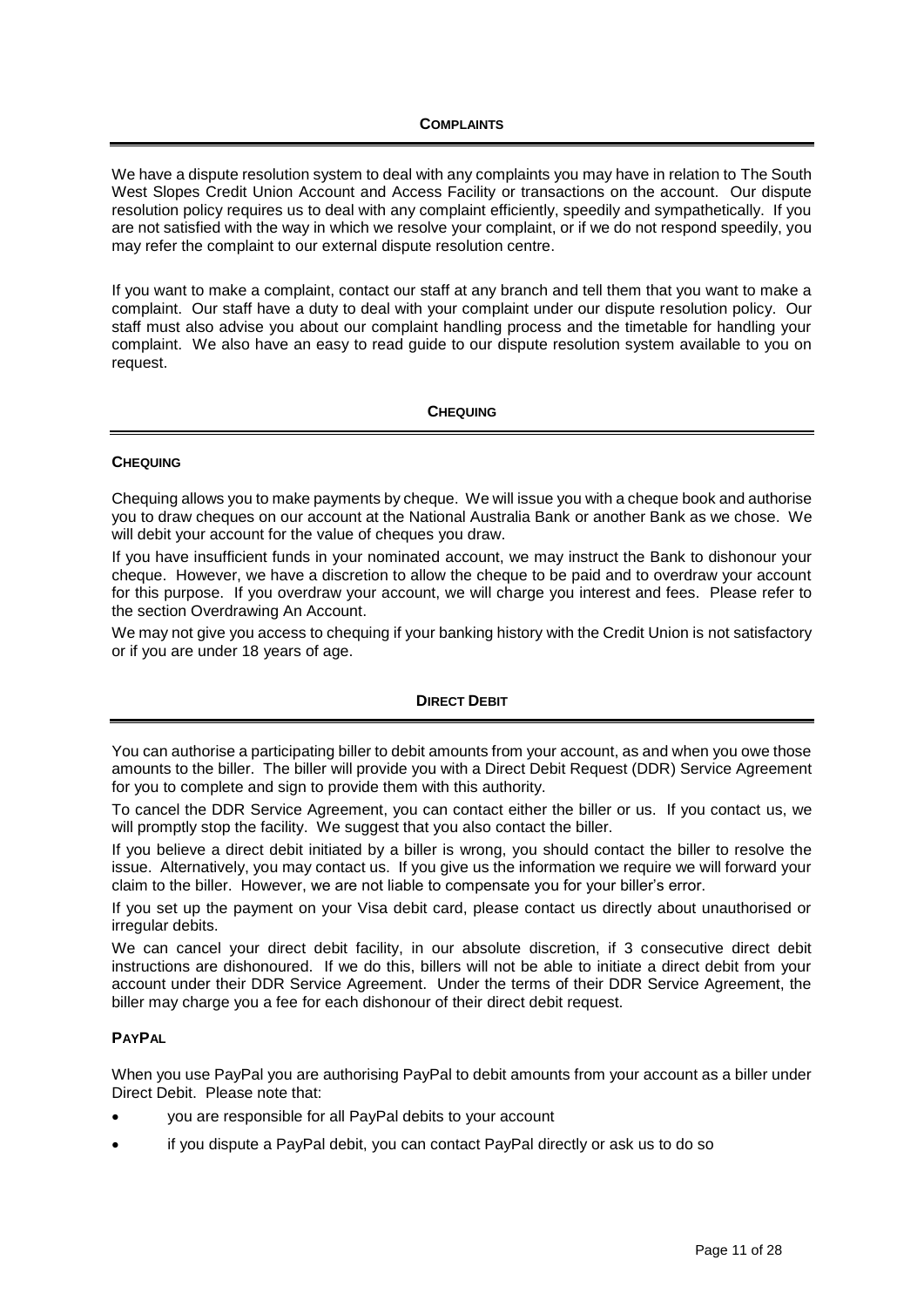## COMPLAINTS

We have a dispute resolution system to deal with any complaints you may have in relation to The South West Slopes Credit Union Account and Access Facility or transactions on the account. Our dispute resolution policy requires us to deal with any complaint efficiently, speedily and sympathetically. If you are not satisfied with the way in which we resolve your complaint, or if we do not respond speedily, you may refer the complaint to our external dispute resolution centre.

If you want to make a complaint, contact our staff at any branch and tell them that you want to make a complaint. Our staff have a duty to deal with your complaint under our dispute resolution policy. Our staff must also advise you about our complaint handling process and the timetable for handling your complaint. We also have an easy to read guide to our dispute resolution system available to you on request.

## CHEQUING

### CHEQUING

Chequing allows you to make payments by cheque. We will issue you with a cheque book and authorise you to draw cheques on our account at the National Australia Bank or another Bank as we chose. We will debit your account for the value of cheques you draw.

If you have insufficient funds in your nominated account, we may instruct the Bank to dishonour your cheque. However, we have a discretion to allow the cheque to be paid and to overdraw your account for this purpose. If you overdraw your account, we will charge you interest and fees. Please refer to the section Overdrawing An Account.

We may not give you access to chequing if your banking history with the Credit Union is not satisfactory or if you are under 18 years of age.

## DIRECT DEBIT

You can authorise a participating biller to debit amounts from your account, as and when you owe those amounts to the biller. The biller will provide you with a Direct Debit Request (DDR) Service Agreement for you to complete and sign to provide them with this authority.

To cancel the DDR Service Agreement, you can contact either the biller or us. If you contact us, we will promptly stop the facility. We suggest that you also contact the biller.

If you believe a direct debit initiated by a biller is wrong, you should contact the biller to resolve the issue. Alternatively, you may contact us. If you give us the information we require we will forward your claim to the biller. However, we are not liable to compensate you for your biller's error.

If you set up the payment on your Visa debit card, please contact us directly about unauthorised or irregular debits.

We can cancel your direct debit facility, in our absolute discretion, if 3 consecutive direct debit instructions are dishonoured. If we do this, billers will not be able to initiate a direct debit from your account under their DDR Service Agreement. Under the terms of their DDR Service Agreement, the biller may charge you a fee for each dishonour of their direct debit request.

### PAYPAL

When you use PayPal you are authorising PayPal to debit amounts from your account as a biller under Direct Debit. Please note that:

- you are responsible for all PayPal debits to your account
- if you dispute a PayPal debit, you can contact PayPal directly or ask us to do so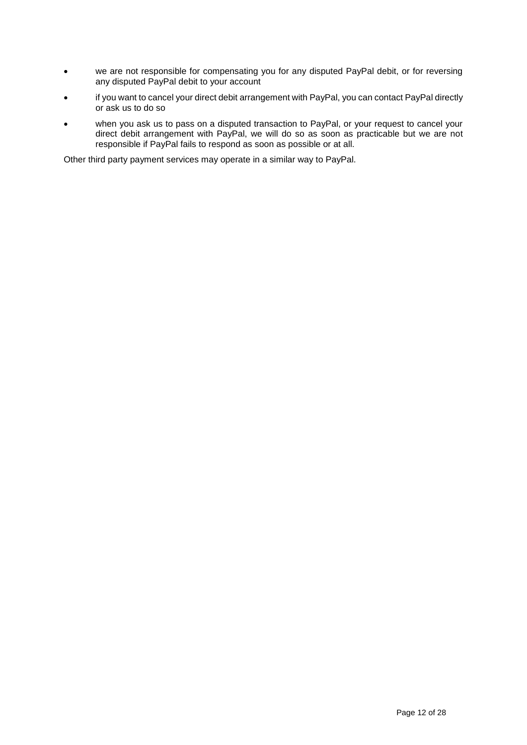- we are not responsible for compensating you for any disputed PayPal debit, or for reversing any disputed PayPal debit to your account
- if you want to cancel your direct debit arrangement with PayPal, you can contact PayPal directly or ask us to do so
- when you ask us to pass on a disputed transaction to PayPal, or your request to cancel your direct debit arrangement with PayPal, we will do so as soon as practicable but we are not responsible if PayPal fails to respond as soon as possible or at all.

Other third party payment services may operate in a similar way to PayPal.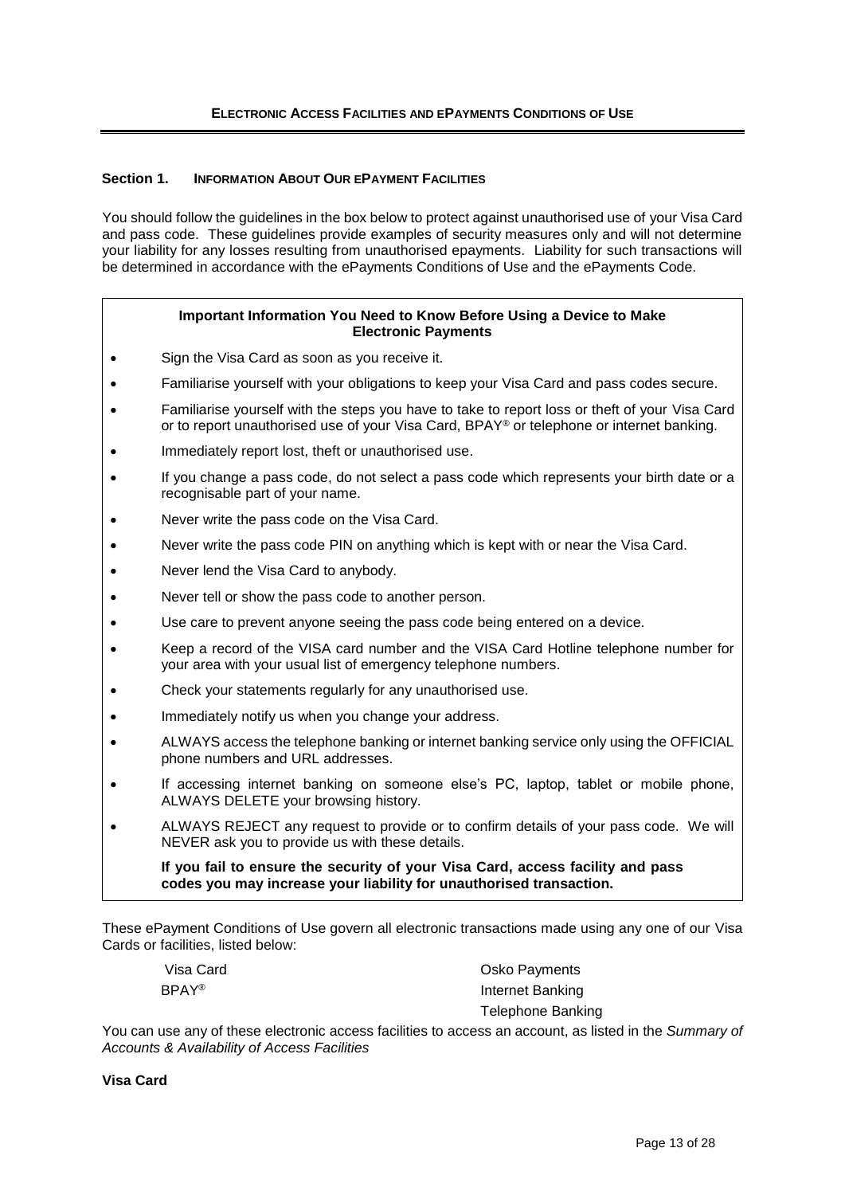## ELECTRONIC ACCESS FACILITIES AND ePAYMENTS CONDITIONS OF USE

### Section 1. INFORMATION ABOUT OUR ePAYMENT FACILITIES

You should follow the guidelines in the box below to protect against unauthorised use of your Visa Card and pass code. These guidelines provide examples of security measures only and will not determine your liability for any losses resulting from unauthorised epayments. Liability for such transactions will be determined in accordance with the ePayments Conditions of Use and the ePayments Code.

**Important Information You Need to Know Before Using a Device to Make Electronic Payments**

- Sign the Visa Card as soon as you receive it.
- Familiarise yourself with your obligations to keep your Visa Card and pass codes secure.
- Familiarise yourself with the steps you have to take to report loss or theft of your Visa Card or to report unauthorised use of your Visa Card, BPAY® or telephone or internet banking.
- Immediately report lost, theft or unauthorised use.
- If you change a pass code, do not select a pass code which represents your birth date or a recognisable part of your name.
- Never write the pass code on the Visa Card.
- Never write the pass code PIN on anything which is kept with or near the Visa Card.
- Never lend the Visa Card to anybody.
- Never tell or show the pass code to another person.
- Use care to prevent anyone seeing the pass code being entered on a device.
- Keep a record of the VISA card number and the VISA Card Hotline telephone number for your area with your usual list of emergency telephone numbers.
- Check your statements regularly for any unauthorised use.
- Immediately notify us when you change your address.
- ALWAYS access the telephone banking or internet banking service only using the OFFICIAL phone numbers and URL addresses.
- If accessing internet banking on someone else's PC, laptop, tablet or mobile phone, ALWAYS DELETE your browsing history.
- ALWAYS REJECT any request to provide or to confirm details of your pass code. We will NEVER ask you to provide us with these details.

**If you fail to ensure the security of your Visa Card, access facility and pass codes you may increase your liability for unauthorised transaction.**

These ePayment Conditions of Use govern all electronic transactions made using any one of our Visa Cards or facilities, listed below:

- Visa Card
- BPAY®
- Osko Payments
- Internet Banking
- Telephone Banking

You can use any of these electronic access facilities to access an account, as listed in the *Summary of Accounts & Availability of Access Facilities*

**Visa Card**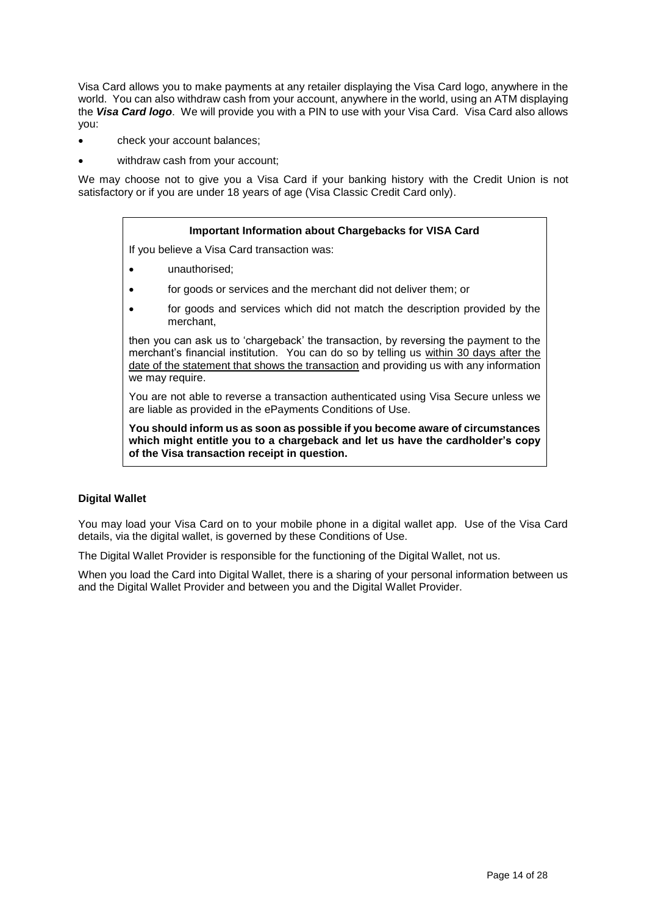Visa Card allows you to make payments at any retailer displaying the Visa Card logo, anywhere in the world. You can also withdraw cash from your account, anywhere in the world, using an ATM displaying the ***Visa Card logo***. We will provide you with a PIN to use with your Visa Card. Visa Card also allows you:

- check your account balances;
- withdraw cash from your account;

We may choose not to give you a Visa Card if your banking history with the Credit Union is not satisfactory or if you are under 18 years of age (Visa Classic Credit Card only).

**Important Information about Chargebacks for VISA Card**

If you believe a Visa Card transaction was:

- unauthorised;
- for goods or services and the merchant did not deliver them; or
- for goods and services which did not match the description provided by the merchant,

then you can ask us to 'chargeback' the transaction, by reversing the payment to the merchant's financial institution. You can do so by telling us <u>within 30 days after the date of the statement that shows the transaction</u> and providing us with any information we may require.

You are not able to reverse a transaction authenticated using Visa Secure unless we are liable as provided in the ePayments Conditions of Use.

**You should inform us as soon as possible if you become aware of circumstances which might entitle you to a chargeback and let us have the cardholder's copy of the Visa transaction receipt in question.**

**Digital Wallet**

You may load your Visa Card on to your mobile phone in a digital wallet app. Use of the Visa Card details, via the digital wallet, is governed by these Conditions of Use.

The Digital Wallet Provider is responsible for the functioning of the Digital Wallet, not us.

When you load the Card into Digital Wallet, there is a sharing of your personal information between us and the Digital Wallet Provider and between you and the Digital Wallet Provider.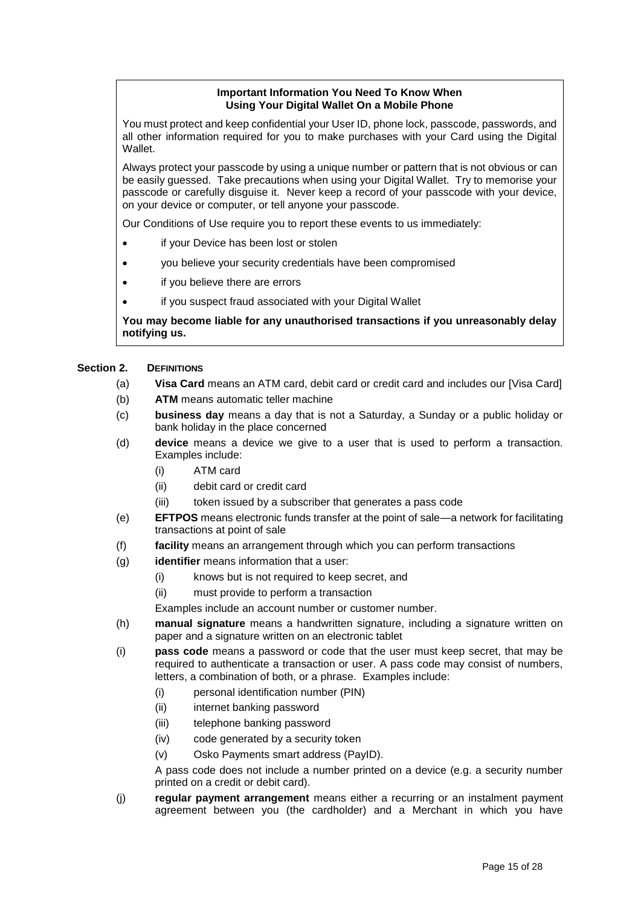**Important Information You Need To Know When Using Your Digital Wallet On a Mobile Phone**

You must protect and keep confidential your User ID, phone lock, passcode, passwords, and all other information required for you to make purchases with your Card using the Digital Wallet.

Always protect your passcode by using a unique number or pattern that is not obvious or can be easily guessed. Take precautions when using your Digital Wallet. Try to memorise your passcode or carefully disguise it. Never keep a record of your passcode with your device, on your device or computer, or tell anyone your passcode.

Our Conditions of Use require you to report these events to us immediately:

- if your Device has been lost or stolen
- you believe your security credentials have been compromised
- if you believe there are errors
- if you suspect fraud associated with your Digital Wallet

**You may become liable for any unauthorised transactions if you unreasonably delay notifying us.**

## Section 2. DEFINITIONS

(a) **Visa Card** means an ATM card, debit card or credit card and includes our [Visa Card]

(b) **ATM** means automatic teller machine

(c) **business day** means a day that is not a Saturday, a Sunday or a public holiday or bank holiday in the place concerned

(d) **device** means a device we give to a user that is used to perform a transaction. Examples include:

   (i) ATM card

   (ii) debit card or credit card

   (iii) token issued by a subscriber that generates a pass code

(e) **EFTPOS** means electronic funds transfer at the point of sale—a network for facilitating transactions at point of sale

(f) **facility** means an arrangement through which you can perform transactions

(g) **identifier** means information that a user:

   (i) knows but is not required to keep secret, and

   (ii) must provide to perform a transaction

   Examples include an account number or customer number.

(h) **manual signature** means a handwritten signature, including a signature written on paper and a signature written on an electronic tablet

(i) **pass code** means a password or code that the user must keep secret, that may be required to authenticate a transaction or user. A pass code may consist of numbers, letters, a combination of both, or a phrase. Examples include:

   (i) personal identification number (PIN)

   (ii) internet banking password

   (iii) telephone banking password

   (iv) code generated by a security token

   (v) Osko Payments smart address (PayID).

   A pass code does not include a number printed on a device (e.g. a security number printed on a credit or debit card).

(j) **regular payment arrangement** means either a recurring or an instalment payment agreement between you (the cardholder) and a Merchant in which you have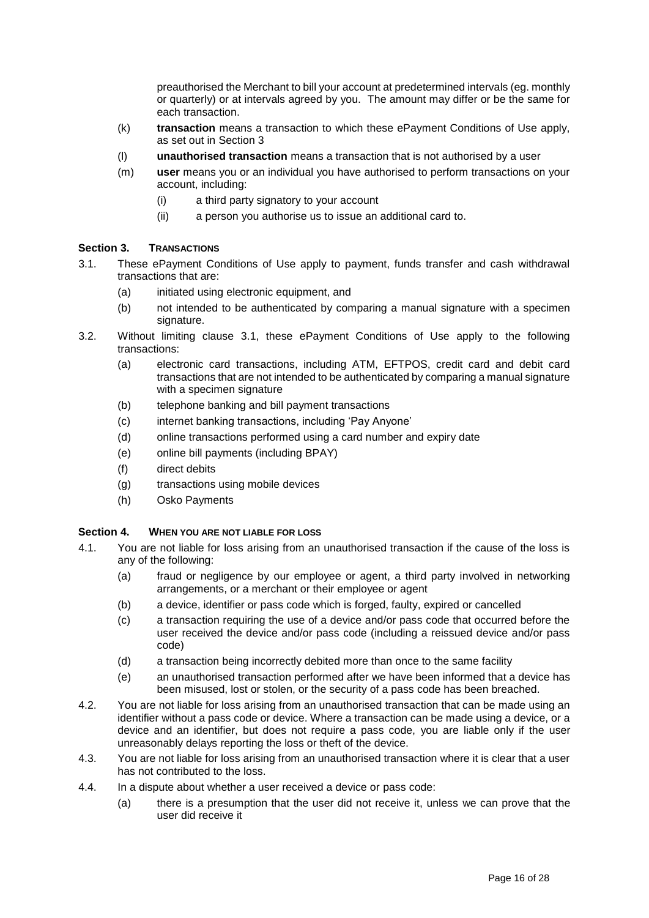preauthorised the Merchant to bill your account at predetermined intervals (eg. monthly or quarterly) or at intervals agreed by you. The amount may differ or be the same for each transaction.

(k) **transaction** means a transaction to which these ePayment Conditions of Use apply, as set out in Section 3

(l) **unauthorised transaction** means a transaction that is not authorised by a user

(m) **user** means you or an individual you have authorised to perform transactions on your account, including:

  (i) a third party signatory to your account

  (ii) a person you authorise us to issue an additional card to.

### Section 3. TRANSACTIONS

3.1. These ePayment Conditions of Use apply to payment, funds transfer and cash withdrawal transactions that are:

  (a) initiated using electronic equipment, and

  (b) not intended to be authenticated by comparing a manual signature with a specimen signature.

3.2. Without limiting clause 3.1, these ePayment Conditions of Use apply to the following transactions:

  (a) electronic card transactions, including ATM, EFTPOS, credit card and debit card transactions that are not intended to be authenticated by comparing a manual signature with a specimen signature

  (b) telephone banking and bill payment transactions

  (c) internet banking transactions, including 'Pay Anyone'

  (d) online transactions performed using a card number and expiry date

  (e) online bill payments (including BPAY)

  (f) direct debits

  (g) transactions using mobile devices

  (h) Osko Payments

### Section 4. WHEN YOU ARE NOT LIABLE FOR LOSS

4.1. You are not liable for loss arising from an unauthorised transaction if the cause of the loss is any of the following:

  (a) fraud or negligence by our employee or agent, a third party involved in networking arrangements, or a merchant or their employee or agent

  (b) a device, identifier or pass code which is forged, faulty, expired or cancelled

  (c) a transaction requiring the use of a device and/or pass code that occurred before the user received the device and/or pass code (including a reissued device and/or pass code)

  (d) a transaction being incorrectly debited more than once to the same facility

  (e) an unauthorised transaction performed after we have been informed that a device has been misused, lost or stolen, or the security of a pass code has been breached.

4.2. You are not liable for loss arising from an unauthorised transaction that can be made using an identifier without a pass code or device. Where a transaction can be made using a device, or a device and an identifier, but does not require a pass code, you are liable only if the user unreasonably delays reporting the loss or theft of the device.

4.3. You are not liable for loss arising from an unauthorised transaction where it is clear that a user has not contributed to the loss.

4.4. In a dispute about whether a user received a device or pass code:

  (a) there is a presumption that the user did not receive it, unless we can prove that the user did receive it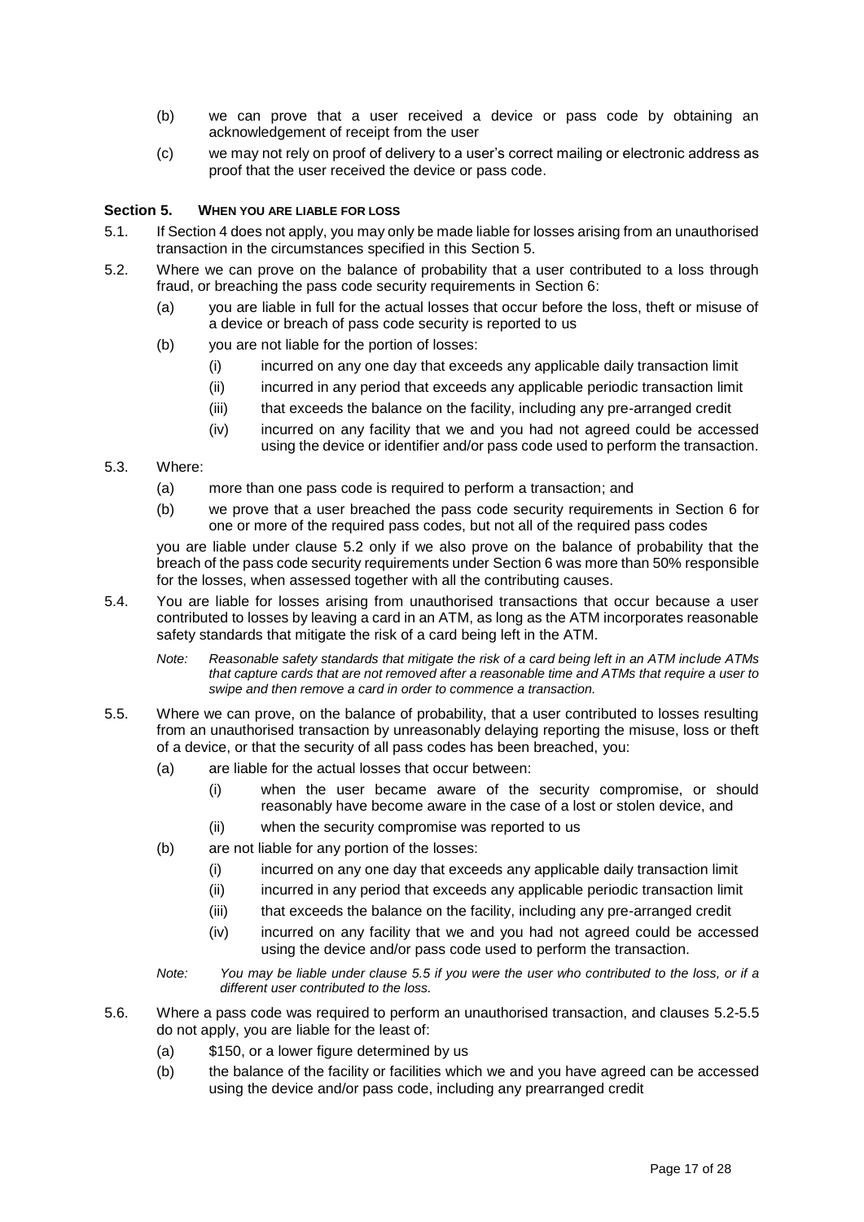(b) we can prove that a user received a device or pass code by obtaining an acknowledgement of receipt from the user

(c) we may not rely on proof of delivery to a user's correct mailing or electronic address as proof that the user received the device or pass code.

### Section 5. When you are liable for loss

5.1. If Section 4 does not apply, you may only be made liable for losses arising from an unauthorised transaction in the circumstances specified in this Section 5.

5.2. Where we can prove on the balance of probability that a user contributed to a loss through fraud, or breaching the pass code security requirements in Section 6:

- (a) you are liable in full for the actual losses that occur before the loss, theft or misuse of a device or breach of pass code security is reported to us
- (b) you are not liable for the portion of losses:
  - (i) incurred on any one day that exceeds any applicable daily transaction limit
  - (ii) incurred in any period that exceeds any applicable periodic transaction limit
  - (iii) that exceeds the balance on the facility, including any pre-arranged credit
  - (iv) incurred on any facility that we and you had not agreed could be accessed using the device or identifier and/or pass code used to perform the transaction.

5.3. Where:

- (a) more than one pass code is required to perform a transaction; and
- (b) we prove that a user breached the pass code security requirements in Section 6 for one or more of the required pass codes, but not all of the required pass codes

you are liable under clause 5.2 only if we also prove on the balance of probability that the breach of the pass code security requirements under Section 6 was more than 50% responsible for the losses, when assessed together with all the contributing causes.

5.4. You are liable for losses arising from unauthorised transactions that occur because a user contributed to losses by leaving a card in an ATM, as long as the ATM incorporates reasonable safety standards that mitigate the risk of a card being left in the ATM.

*Note: Reasonable safety standards that mitigate the risk of a card being left in an ATM include ATMs that capture cards that are not removed after a reasonable time and ATMs that require a user to swipe and then remove a card in order to commence a transaction.*

5.5. Where we can prove, on the balance of probability, that a user contributed to losses resulting from an unauthorised transaction by unreasonably delaying reporting the misuse, loss or theft of a device, or that the security of all pass codes has been breached, you:

- (a) are liable for the actual losses that occur between:
  - (i) when the user became aware of the security compromise, or should reasonably have become aware in the case of a lost or stolen device, and
  - (ii) when the security compromise was reported to us
- (b) are not liable for any portion of the losses:
  - (i) incurred on any one day that exceeds any applicable daily transaction limit
  - (ii) incurred in any period that exceeds any applicable periodic transaction limit
  - (iii) that exceeds the balance on the facility, including any pre-arranged credit
  - (iv) incurred on any facility that we and you had not agreed could be accessed using the device and/or pass code used to perform the transaction.

*Note: You may be liable under clause 5.5 if you were the user who contributed to the loss, or if a different user contributed to the loss.*

5.6. Where a pass code was required to perform an unauthorised transaction, and clauses 5.2-5.5 do not apply, you are liable for the least of:

- (a) \$150, or a lower figure determined by us
- (b) the balance of the facility or facilities which we and you have agreed can be accessed using the device and/or pass code, including any prearranged credit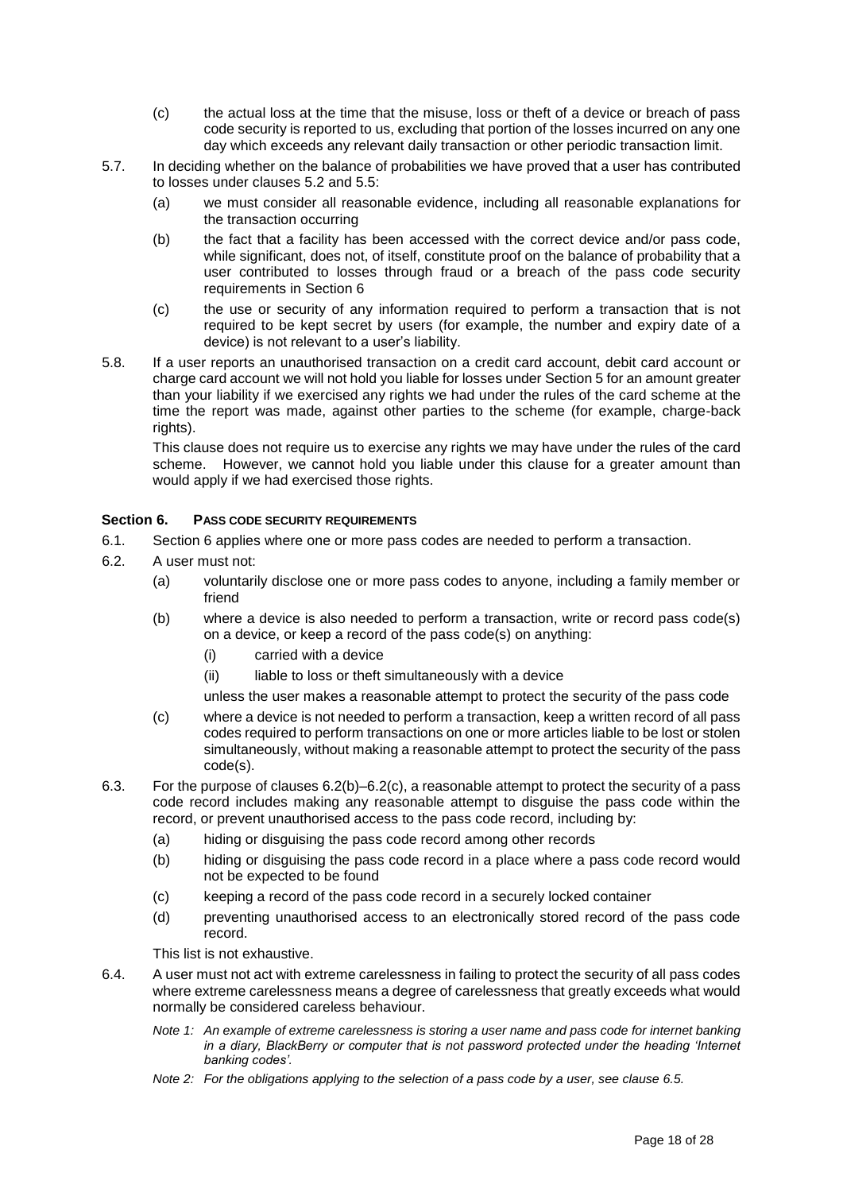(c) the actual loss at the time that the misuse, loss or theft of a device or breach of pass code security is reported to us, excluding that portion of the losses incurred on any one day which exceeds any relevant daily transaction or other periodic transaction limit.

5.7. In deciding whether on the balance of probabilities we have proved that a user has contributed to losses under clauses 5.2 and 5.5:

(a) we must consider all reasonable evidence, including all reasonable explanations for the transaction occurring

(b) the fact that a facility has been accessed with the correct device and/or pass code, while significant, does not, of itself, constitute proof on the balance of probability that a user contributed to losses through fraud or a breach of the pass code security requirements in Section 6

(c) the use or security of any information required to perform a transaction that is not required to be kept secret by users (for example, the number and expiry date of a device) is not relevant to a user's liability.

5.8. If a user reports an unauthorised transaction on a credit card account, debit card account or charge card account we will not hold you liable for losses under Section 5 for an amount greater than your liability if we exercised any rights we had under the rules of the card scheme at the time the report was made, against other parties to the scheme (for example, charge-back rights).

This clause does not require us to exercise any rights we may have under the rules of the card scheme. However, we cannot hold you liable under this clause for a greater amount than would apply if we had exercised those rights.

## Section 6. PASS CODE SECURITY REQUIREMENTS

6.1. Section 6 applies where one or more pass codes are needed to perform a transaction.

6.2. A user must not:

(a) voluntarily disclose one or more pass codes to anyone, including a family member or friend

(b) where a device is also needed to perform a transaction, write or record pass code(s) on a device, or keep a record of the pass code(s) on anything:

(i) carried with a device

(ii) liable to loss or theft simultaneously with a device

unless the user makes a reasonable attempt to protect the security of the pass code

(c) where a device is not needed to perform a transaction, keep a written record of all pass codes required to perform transactions on one or more articles liable to be lost or stolen simultaneously, without making a reasonable attempt to protect the security of the pass code(s).

6.3. For the purpose of clauses 6.2(b)–6.2(c), a reasonable attempt to protect the security of a pass code record includes making any reasonable attempt to disguise the pass code within the record, or prevent unauthorised access to the pass code record, including by:

(a) hiding or disguising the pass code record among other records

(b) hiding or disguising the pass code record in a place where a pass code record would not be expected to be found

(c) keeping a record of the pass code record in a securely locked container

(d) preventing unauthorised access to an electronically stored record of the pass code record.

This list is not exhaustive.

6.4. A user must not act with extreme carelessness in failing to protect the security of all pass codes where extreme carelessness means a degree of carelessness that greatly exceeds what would normally be considered careless behaviour.

*Note 1: An example of extreme carelessness is storing a user name and pass code for internet banking in a diary, BlackBerry or computer that is not password protected under the heading 'Internet banking codes'.*

*Note 2: For the obligations applying to the selection of a pass code by a user, see clause 6.5.*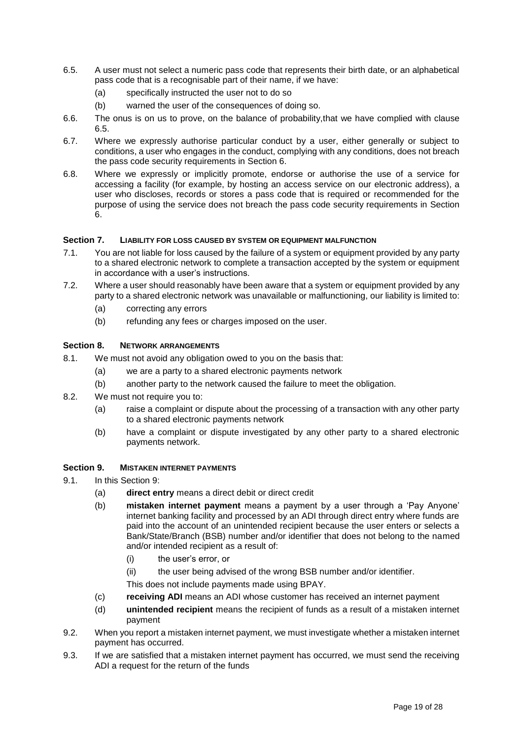6.5. A user must not select a numeric pass code that represents their birth date, or an alphabetical pass code that is a recognisable part of their name, if we have:

- (a) specifically instructed the user not to do so
- (b) warned the user of the consequences of doing so.

6.6. The onus is on us to prove, on the balance of probability,that we have complied with clause 6.5.

6.7. Where we expressly authorise particular conduct by a user, either generally or subject to conditions, a user who engages in the conduct, complying with any conditions, does not breach the pass code security requirements in Section 6.

6.8. Where we expressly or implicitly promote, endorse or authorise the use of a service for accessing a facility (for example, by hosting an access service on our electronic address), a user who discloses, records or stores a pass code that is required or recommended for the purpose of using the service does not breach the pass code security requirements in Section 6.

### Section 7. LIABILITY FOR LOSS CAUSED BY SYSTEM OR EQUIPMENT MALFUNCTION

7.1. You are not liable for loss caused by the failure of a system or equipment provided by any party to a shared electronic network to complete a transaction accepted by the system or equipment in accordance with a user's instructions.

7.2. Where a user should reasonably have been aware that a system or equipment provided by any party to a shared electronic network was unavailable or malfunctioning, our liability is limited to:

- (a) correcting any errors
- (b) refunding any fees or charges imposed on the user.

### Section 8. NETWORK ARRANGEMENTS

8.1. We must not avoid any obligation owed to you on the basis that:

- (a) we are a party to a shared electronic payments network
- (b) another party to the network caused the failure to meet the obligation.

8.2. We must not require you to:

- (a) raise a complaint or dispute about the processing of a transaction with any other party to a shared electronic payments network
- (b) have a complaint or dispute investigated by any other party to a shared electronic payments network.

### Section 9. MISTAKEN INTERNET PAYMENTS

9.1. In this Section 9:

- (a) **direct entry** means a direct debit or direct credit
- (b) **mistaken internet payment** means a payment by a user through a 'Pay Anyone' internet banking facility and processed by an ADI through direct entry where funds are paid into the account of an unintended recipient because the user enters or selects a Bank/State/Branch (BSB) number and/or identifier that does not belong to the named and/or intended recipient as a result of:
  - (i) the user's error, or
  - (ii) the user being advised of the wrong BSB number and/or identifier.

  This does not include payments made using BPAY.
- (c) **receiving ADI** means an ADI whose customer has received an internet payment
- (d) **unintended recipient** means the recipient of funds as a result of a mistaken internet payment

9.2. When you report a mistaken internet payment, we must investigate whether a mistaken internet payment has occurred.

9.3. If we are satisfied that a mistaken internet payment has occurred, we must send the receiving ADI a request for the return of the funds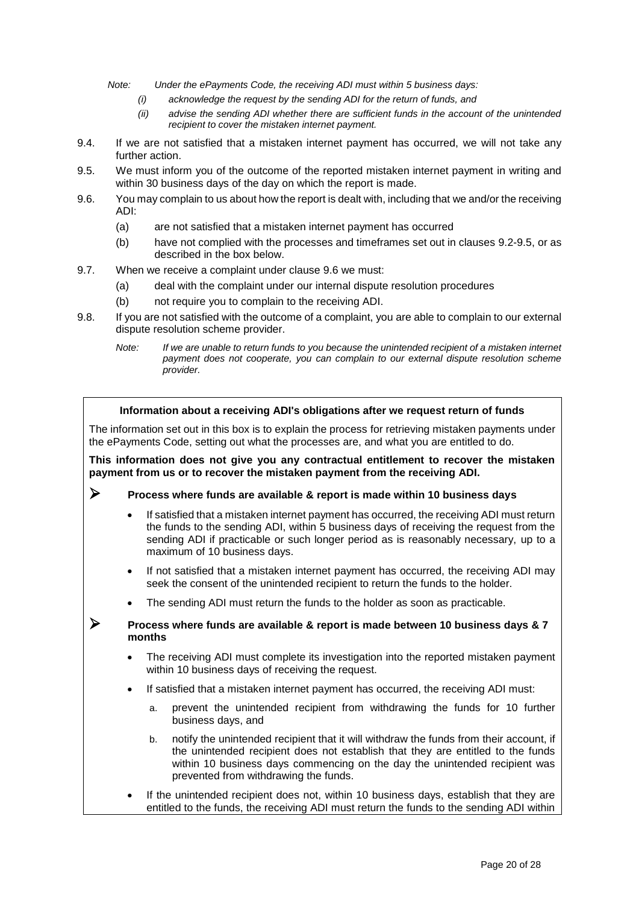*Note: Under the ePayments Code, the receiving ADI must within 5 business days:*

*(i) acknowledge the request by the sending ADI for the return of funds, and*

*(ii) advise the sending ADI whether there are sufficient funds in the account of the unintended recipient to cover the mistaken internet payment.*

9.4. If we are not satisfied that a mistaken internet payment has occurred, we will not take any further action.

9.5. We must inform you of the outcome of the reported mistaken internet payment in writing and within 30 business days of the day on which the report is made.

9.6. You may complain to us about how the report is dealt with, including that we and/or the receiving ADI:

(a) are not satisfied that a mistaken internet payment has occurred

(b) have not complied with the processes and timeframes set out in clauses 9.2-9.5, or as described in the box below.

9.7. When we receive a complaint under clause 9.6 we must:

(a) deal with the complaint under our internal dispute resolution procedures

(b) not require you to complain to the receiving ADI.

9.8. If you are not satisfied with the outcome of a complaint, you are able to complain to our external dispute resolution scheme provider.

*Note: If we are unable to return funds to you because the unintended recipient of a mistaken internet payment does not cooperate, you can complain to our external dispute resolution scheme provider.*

**Information about a receiving ADI's obligations after we request return of funds**

The information set out in this box is to explain the process for retrieving mistaken payments under the ePayments Code, setting out what the processes are, and what you are entitled to do.

**This information does not give you any contractual entitlement to recover the mistaken payment from us or to recover the mistaken payment from the receiving ADI.**

- **Process where funds are available & report is made within 10 business days**
  - If satisfied that a mistaken internet payment has occurred, the receiving ADI must return the funds to the sending ADI, within 5 business days of receiving the request from the sending ADI if practicable or such longer period as is reasonably necessary, up to a maximum of 10 business days.
  - If not satisfied that a mistaken internet payment has occurred, the receiving ADI may seek the consent of the unintended recipient to return the funds to the holder.
  - The sending ADI must return the funds to the holder as soon as practicable.

- **Process where funds are available & report is made between 10 business days & 7 months**
  - The receiving ADI must complete its investigation into the reported mistaken payment within 10 business days of receiving the request.
  - If satisfied that a mistaken internet payment has occurred, the receiving ADI must:
    a. prevent the unintended recipient from withdrawing the funds for 10 further business days, and
    b. notify the unintended recipient that it will withdraw the funds from their account, if the unintended recipient does not establish that they are entitled to the funds within 10 business days commencing on the day the unintended recipient was prevented from withdrawing the funds.
  - If the unintended recipient does not, within 10 business days, establish that they are entitled to the funds, the receiving ADI must return the funds to the sending ADI within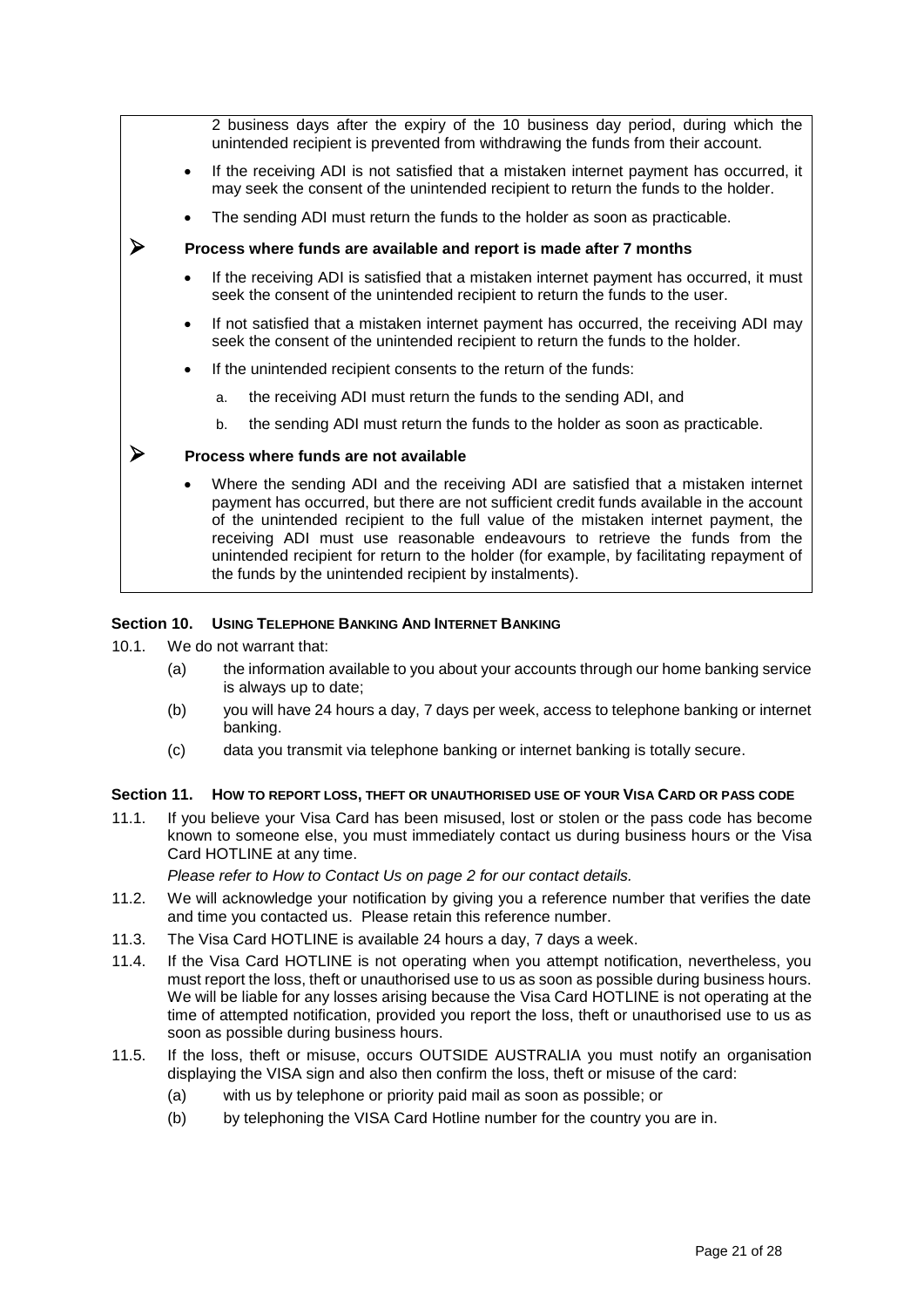2 business days after the expiry of the 10 business day period, during which the unintended recipient is prevented from withdrawing the funds from their account.

- If the receiving ADI is not satisfied that a mistaken internet payment has occurred, it may seek the consent of the unintended recipient to return the funds to the holder.
- The sending ADI must return the funds to the holder as soon as practicable.

➢ **Process where funds are available and report is made after 7 months**

- If the receiving ADI is satisfied that a mistaken internet payment has occurred, it must seek the consent of the unintended recipient to return the funds to the user.
- If not satisfied that a mistaken internet payment has occurred, the receiving ADI may seek the consent of the unintended recipient to return the funds to the holder.
- If the unintended recipient consents to the return of the funds:
  a. the receiving ADI must return the funds to the sending ADI, and
  b. the sending ADI must return the funds to the holder as soon as practicable.

➢ **Process where funds are not available**

- Where the sending ADI and the receiving ADI are satisfied that a mistaken internet payment has occurred, but there are not sufficient credit funds available in the account of the unintended recipient to the full value of the mistaken internet payment, the receiving ADI must use reasonable endeavours to retrieve the funds from the unintended recipient for return to the holder (for example, by facilitating repayment of the funds by the unintended recipient by instalments).

## Section 10. USING TELEPHONE BANKING AND INTERNET BANKING

10.1. We do not warrant that:

(a) the information available to you about your accounts through our home banking service is always up to date;

(b) you will have 24 hours a day, 7 days per week, access to telephone banking or internet banking.

(c) data you transmit via telephone banking or internet banking is totally secure.

## Section 11. HOW TO REPORT LOSS, THEFT OR UNAUTHORISED USE OF YOUR VISA CARD OR PASS CODE

11.1. If you believe your Visa Card has been misused, lost or stolen or the pass code has become known to someone else, you must immediately contact us during business hours or the Visa Card HOTLINE at any time.

*Please refer to How to Contact Us on page 2 for our contact details.*

11.2. We will acknowledge your notification by giving you a reference number that verifies the date and time you contacted us. Please retain this reference number.

11.3. The Visa Card HOTLINE is available 24 hours a day, 7 days a week.

11.4. If the Visa Card HOTLINE is not operating when you attempt notification, nevertheless, you must report the loss, theft or unauthorised use to us as soon as possible during business hours. We will be liable for any losses arising because the Visa Card HOTLINE is not operating at the time of attempted notification, provided you report the loss, theft or unauthorised use to us as soon as possible during business hours.

11.5. If the loss, theft or misuse, occurs OUTSIDE AUSTRALIA you must notify an organisation displaying the VISA sign and also then confirm the loss, theft or misuse of the card:

(a) with us by telephone or priority paid mail as soon as possible; or

(b) by telephoning the VISA Card Hotline number for the country you are in.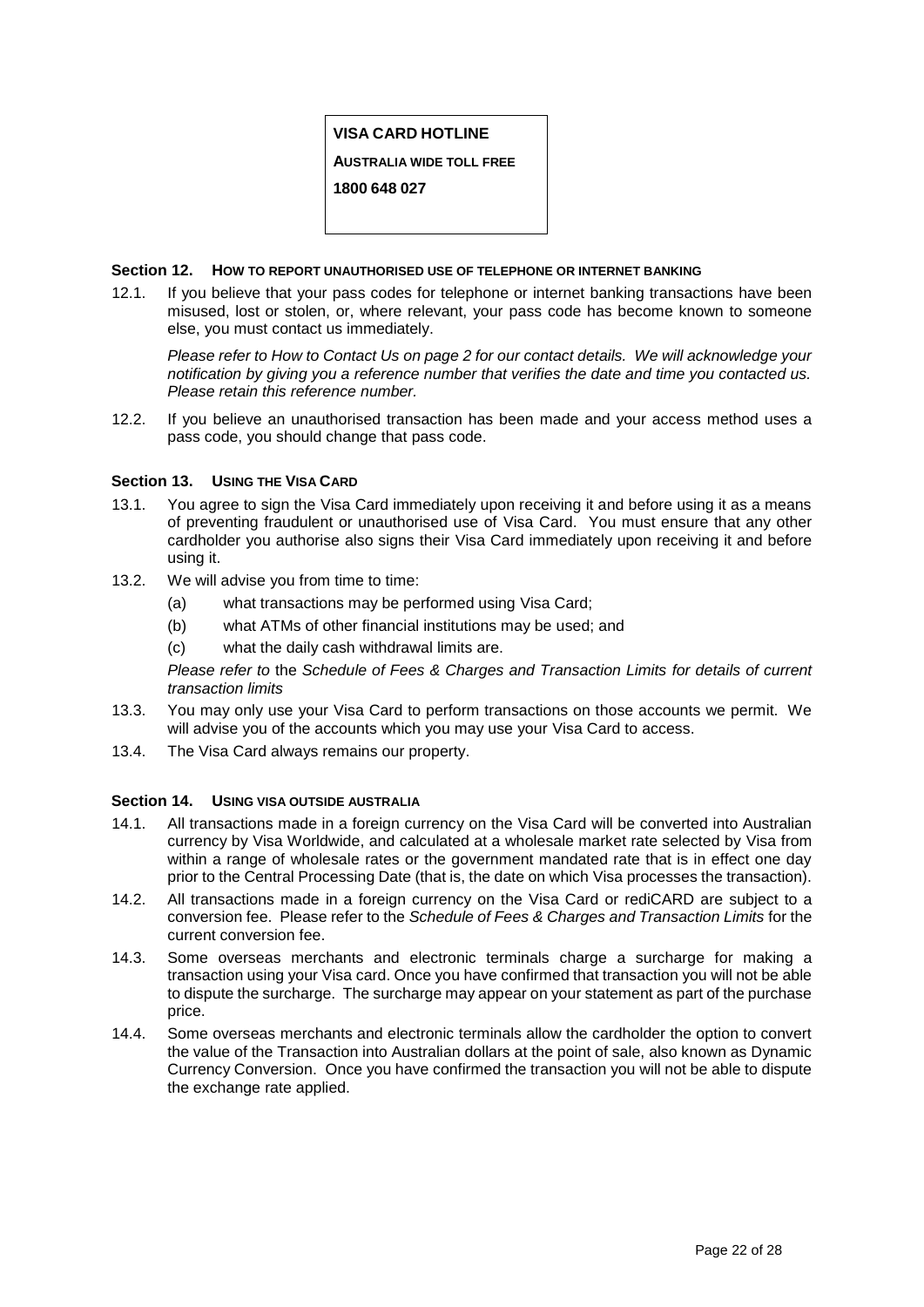**VISA CARD HOTLINE**

**AUSTRALIA WIDE TOLL FREE**

**1800 648 027**

### Section 12. HOW TO REPORT UNAUTHORISED USE OF TELEPHONE OR INTERNET BANKING

12.1. If you believe that your pass codes for telephone or internet banking transactions have been misused, lost or stolen, or, where relevant, your pass code has become known to someone else, you must contact us immediately.

*Please refer to How to Contact Us on page 2 for our contact details. We will acknowledge your notification by giving you a reference number that verifies the date and time you contacted us. Please retain this reference number.*

12.2. If you believe an unauthorised transaction has been made and your access method uses a pass code, you should change that pass code.

### Section 13. USING THE VISA CARD

13.1. You agree to sign the Visa Card immediately upon receiving it and before using it as a means of preventing fraudulent or unauthorised use of Visa Card. You must ensure that any other cardholder you authorise also signs their Visa Card immediately upon receiving it and before using it.

13.2. We will advise you from time to time:

(a) what transactions may be performed using Visa Card;

(b) what ATMs of other financial institutions may be used; and

(c) what the daily cash withdrawal limits are.

*Please refer to* the *Schedule of Fees & Charges and Transaction Limits for details of current transaction limits*

13.3. You may only use your Visa Card to perform transactions on those accounts we permit. We will advise you of the accounts which you may use your Visa Card to access.

13.4. The Visa Card always remains our property.

### Section 14. USING VISA OUTSIDE AUSTRALIA

14.1. All transactions made in a foreign currency on the Visa Card will be converted into Australian currency by Visa Worldwide, and calculated at a wholesale market rate selected by Visa from within a range of wholesale rates or the government mandated rate that is in effect one day prior to the Central Processing Date (that is, the date on which Visa processes the transaction).

14.2. All transactions made in a foreign currency on the Visa Card or rediCARD are subject to a conversion fee. Please refer to the *Schedule of Fees & Charges and Transaction Limits* for the current conversion fee.

14.3. Some overseas merchants and electronic terminals charge a surcharge for making a transaction using your Visa card. Once you have confirmed that transaction you will not be able to dispute the surcharge. The surcharge may appear on your statement as part of the purchase price.

14.4. Some overseas merchants and electronic terminals allow the cardholder the option to convert the value of the Transaction into Australian dollars at the point of sale, also known as Dynamic Currency Conversion. Once you have confirmed the transaction you will not be able to dispute the exchange rate applied.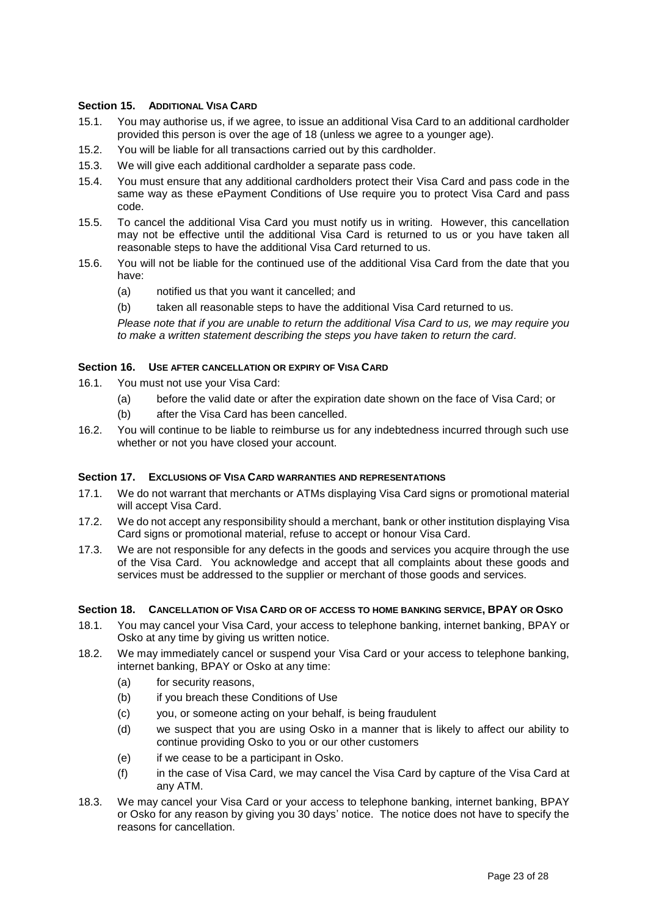### Section 15. Additional Visa Card

15.1. You may authorise us, if we agree, to issue an additional Visa Card to an additional cardholder provided this person is over the age of 18 (unless we agree to a younger age).

15.2. You will be liable for all transactions carried out by this cardholder.

15.3. We will give each additional cardholder a separate pass code.

15.4. You must ensure that any additional cardholders protect their Visa Card and pass code in the same way as these ePayment Conditions of Use require you to protect Visa Card and pass code.

15.5. To cancel the additional Visa Card you must notify us in writing. However, this cancellation may not be effective until the additional Visa Card is returned to us or you have taken all reasonable steps to have the additional Visa Card returned to us.

15.6. You will not be liable for the continued use of the additional Visa Card from the date that you have:

(a) notified us that you want it cancelled; and

(b) taken all reasonable steps to have the additional Visa Card returned to us.

*Please note that if you are unable to return the additional Visa Card to us, we may require you to make a written statement describing the steps you have taken to return the card.*

### Section 16. Use after cancellation or expiry of Visa Card

16.1. You must not use your Visa Card:

(a) before the valid date or after the expiration date shown on the face of Visa Card; or

(b) after the Visa Card has been cancelled.

16.2. You will continue to be liable to reimburse us for any indebtedness incurred through such use whether or not you have closed your account.

### Section 17. Exclusions of Visa Card warranties and representations

17.1. We do not warrant that merchants or ATMs displaying Visa Card signs or promotional material will accept Visa Card.

17.2. We do not accept any responsibility should a merchant, bank or other institution displaying Visa Card signs or promotional material, refuse to accept or honour Visa Card.

17.3. We are not responsible for any defects in the goods and services you acquire through the use of the Visa Card. You acknowledge and accept that all complaints about these goods and services must be addressed to the supplier or merchant of those goods and services.

### Section 18. Cancellation of Visa Card or of access to home banking service, BPAY or Osko

18.1. You may cancel your Visa Card, your access to telephone banking, internet banking, BPAY or Osko at any time by giving us written notice.

18.2. We may immediately cancel or suspend your Visa Card or your access to telephone banking, internet banking, BPAY or Osko at any time:

(a) for security reasons,

(b) if you breach these Conditions of Use

(c) you, or someone acting on your behalf, is being fraudulent

(d) we suspect that you are using Osko in a manner that is likely to affect our ability to continue providing Osko to you or our other customers

(e) if we cease to be a participant in Osko.

(f) in the case of Visa Card, we may cancel the Visa Card by capture of the Visa Card at any ATM.

18.3. We may cancel your Visa Card or your access to telephone banking, internet banking, BPAY or Osko for any reason by giving you 30 days' notice. The notice does not have to specify the reasons for cancellation.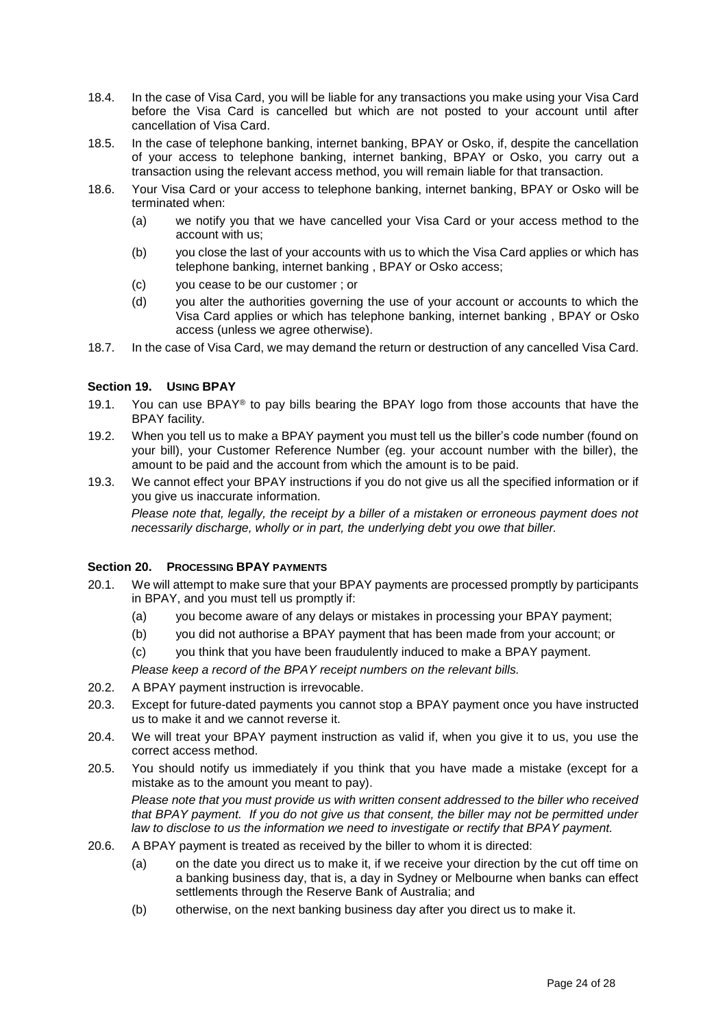18.4. In the case of Visa Card, you will be liable for any transactions you make using your Visa Card before the Visa Card is cancelled but which are not posted to your account until after cancellation of Visa Card.

18.5. In the case of telephone banking, internet banking, BPAY or Osko, if, despite the cancellation of your access to telephone banking, internet banking, BPAY or Osko, you carry out a transaction using the relevant access method, you will remain liable for that transaction.

18.6. Your Visa Card or your access to telephone banking, internet banking, BPAY or Osko will be terminated when:

(a) we notify you that we have cancelled your Visa Card or your access method to the account with us;

(b) you close the last of your accounts with us to which the Visa Card applies or which has telephone banking, internet banking , BPAY or Osko access;

(c) you cease to be our customer ; or

(d) you alter the authorities governing the use of your account or accounts to which the Visa Card applies or which has telephone banking, internet banking , BPAY or Osko access (unless we agree otherwise).

18.7. In the case of Visa Card, we may demand the return or destruction of any cancelled Visa Card.

### Section 19. USING BPAY

19.1. You can use BPAY® to pay bills bearing the BPAY logo from those accounts that have the BPAY facility.

19.2. When you tell us to make a BPAY payment you must tell us the biller's code number (found on your bill), your Customer Reference Number (eg. your account number with the biller), the amount to be paid and the account from which the amount is to be paid.

19.3. We cannot effect your BPAY instructions if you do not give us all the specified information or if you give us inaccurate information.

*Please note that, legally, the receipt by a biller of a mistaken or erroneous payment does not necessarily discharge, wholly or in part, the underlying debt you owe that biller.*

### Section 20. PROCESSING BPAY PAYMENTS

20.1. We will attempt to make sure that your BPAY payments are processed promptly by participants in BPAY, and you must tell us promptly if:

(a) you become aware of any delays or mistakes in processing your BPAY payment;

(b) you did not authorise a BPAY payment that has been made from your account; or

(c) you think that you have been fraudulently induced to make a BPAY payment.

*Please keep a record of the BPAY receipt numbers on the relevant bills.*

20.2. A BPAY payment instruction is irrevocable.

20.3. Except for future-dated payments you cannot stop a BPAY payment once you have instructed us to make it and we cannot reverse it.

20.4. We will treat your BPAY payment instruction as valid if, when you give it to us, you use the correct access method.

20.5. You should notify us immediately if you think that you have made a mistake (except for a mistake as to the amount you meant to pay).

*Please note that you must provide us with written consent addressed to the biller who received that BPAY payment. If you do not give us that consent, the biller may not be permitted under law to disclose to us the information we need to investigate or rectify that BPAY payment.*

20.6. A BPAY payment is treated as received by the biller to whom it is directed:

(a) on the date you direct us to make it, if we receive your direction by the cut off time on a banking business day, that is, a day in Sydney or Melbourne when banks can effect settlements through the Reserve Bank of Australia; and

(b) otherwise, on the next banking business day after you direct us to make it.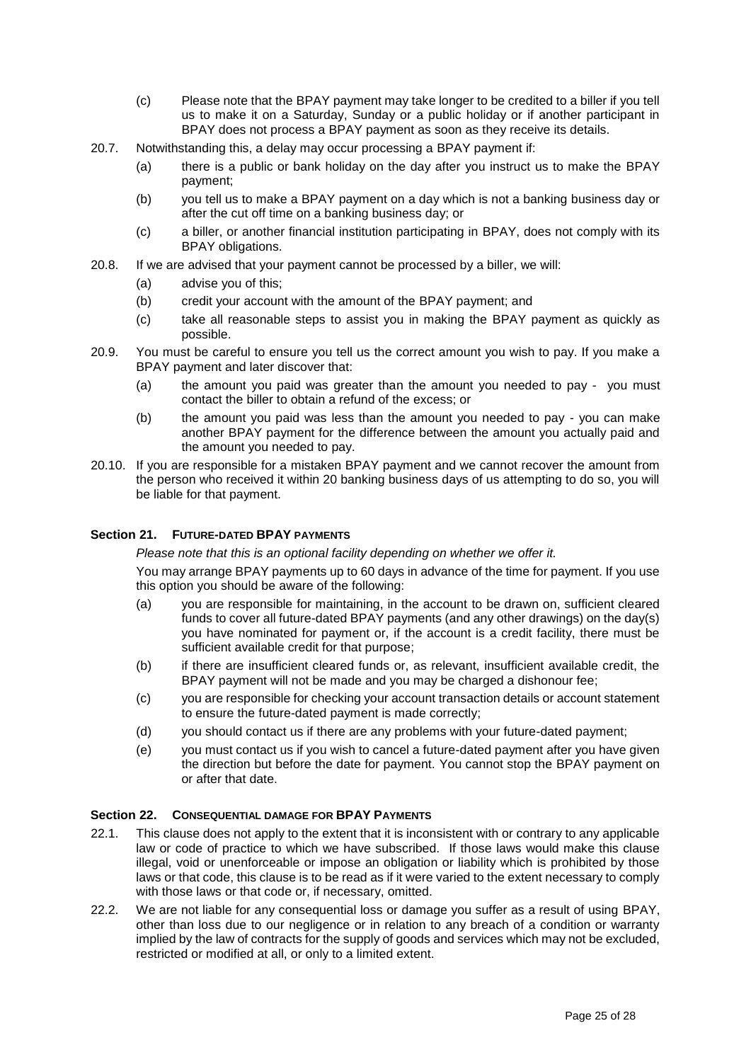(c) Please note that the BPAY payment may take longer to be credited to a biller if you tell us to make it on a Saturday, Sunday or a public holiday or if another participant in BPAY does not process a BPAY payment as soon as they receive its details.

20.7. Notwithstanding this, a delay may occur processing a BPAY payment if:

(a) there is a public or bank holiday on the day after you instruct us to make the BPAY payment;

(b) you tell us to make a BPAY payment on a day which is not a banking business day or after the cut off time on a banking business day; or

(c) a biller, or another financial institution participating in BPAY, does not comply with its BPAY obligations.

20.8. If we are advised that your payment cannot be processed by a biller, we will:

(a) advise you of this;

(b) credit your account with the amount of the BPAY payment; and

(c) take all reasonable steps to assist you in making the BPAY payment as quickly as possible.

20.9. You must be careful to ensure you tell us the correct amount you wish to pay. If you make a BPAY payment and later discover that:

(a) the amount you paid was greater than the amount you needed to pay - you must contact the biller to obtain a refund of the excess; or

(b) the amount you paid was less than the amount you needed to pay - you can make another BPAY payment for the difference between the amount you actually paid and the amount you needed to pay.

20.10. If you are responsible for a mistaken BPAY payment and we cannot recover the amount from the person who received it within 20 banking business days of us attempting to do so, you will be liable for that payment.

## Section 21. FUTURE-DATED BPAY PAYMENTS

*Please note that this is an optional facility depending on whether we offer it.*

You may arrange BPAY payments up to 60 days in advance of the time for payment. If you use this option you should be aware of the following:

(a) you are responsible for maintaining, in the account to be drawn on, sufficient cleared funds to cover all future-dated BPAY payments (and any other drawings) on the day(s) you have nominated for payment or, if the account is a credit facility, there must be sufficient available credit for that purpose;

(b) if there are insufficient cleared funds or, as relevant, insufficient available credit, the BPAY payment will not be made and you may be charged a dishonour fee;

(c) you are responsible for checking your account transaction details or account statement to ensure the future-dated payment is made correctly;

(d) you should contact us if there are any problems with your future-dated payment;

(e) you must contact us if you wish to cancel a future-dated payment after you have given the direction but before the date for payment. You cannot stop the BPAY payment on or after that date.

## Section 22. CONSEQUENTIAL DAMAGE FOR BPAY PAYMENTS

22.1. This clause does not apply to the extent that it is inconsistent with or contrary to any applicable law or code of practice to which we have subscribed. If those laws would make this clause illegal, void or unenforceable or impose an obligation or liability which is prohibited by those laws or that code, this clause is to be read as if it were varied to the extent necessary to comply with those laws or that code or, if necessary, omitted.

22.2. We are not liable for any consequential loss or damage you suffer as a result of using BPAY, other than loss due to our negligence or in relation to any breach of a condition or warranty implied by the law of contracts for the supply of goods and services which may not be excluded, restricted or modified at all, or only to a limited extent.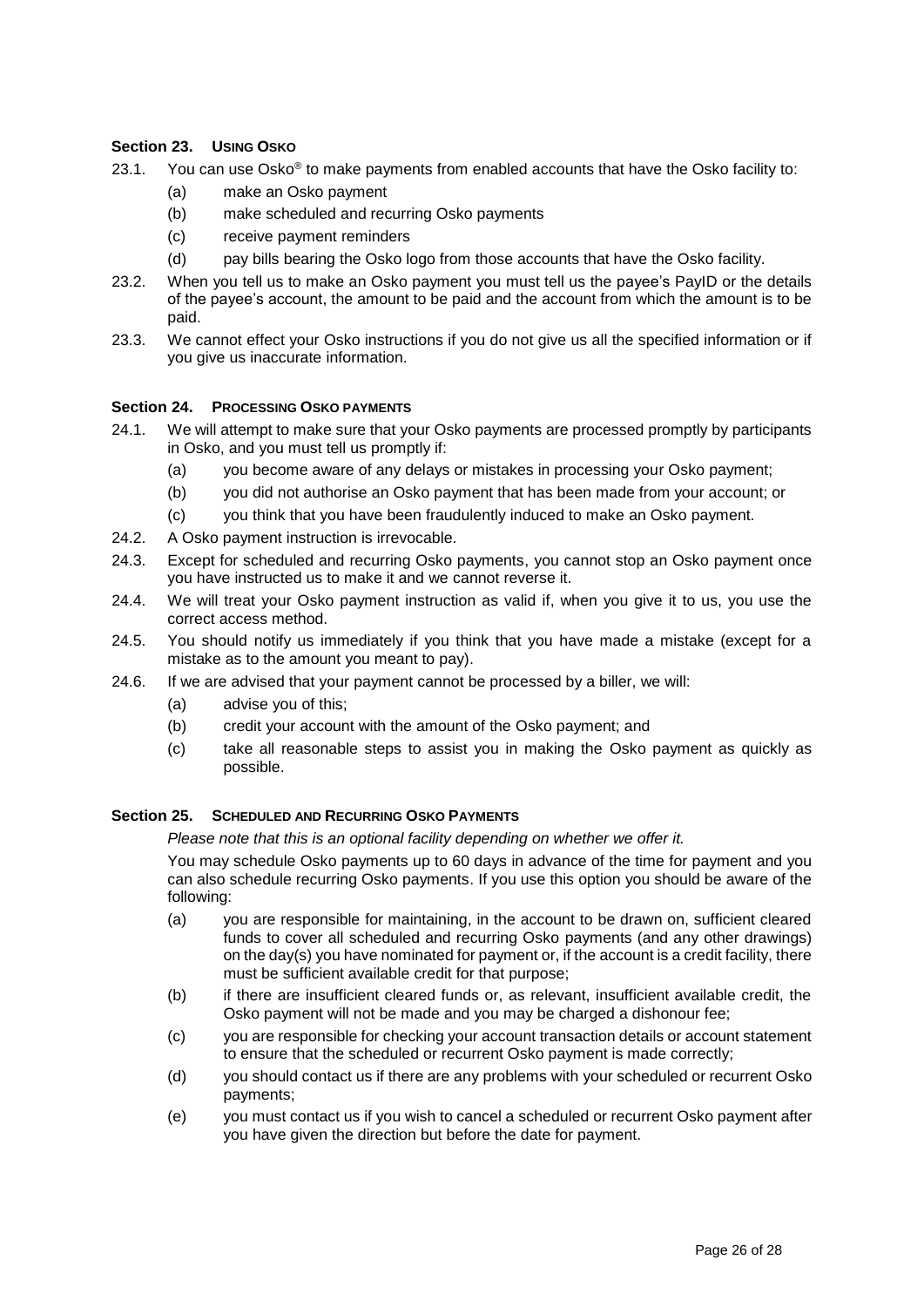## Section 23. Using Osko

23.1. You can use Osko® to make payments from enabled accounts that have the Osko facility to:

(a) make an Osko payment

(b) make scheduled and recurring Osko payments

(c) receive payment reminders

(d) pay bills bearing the Osko logo from those accounts that have the Osko facility.

23.2. When you tell us to make an Osko payment you must tell us the payee's PayID or the details of the payee's account, the amount to be paid and the account from which the amount is to be paid.

23.3. We cannot effect your Osko instructions if you do not give us all the specified information or if you give us inaccurate information.

## Section 24. Processing Osko payments

24.1. We will attempt to make sure that your Osko payments are processed promptly by participants in Osko, and you must tell us promptly if:

(a) you become aware of any delays or mistakes in processing your Osko payment;

(b) you did not authorise an Osko payment that has been made from your account; or

(c) you think that you have been fraudulently induced to make an Osko payment.

24.2. A Osko payment instruction is irrevocable.

24.3. Except for scheduled and recurring Osko payments, you cannot stop an Osko payment once you have instructed us to make it and we cannot reverse it.

24.4. We will treat your Osko payment instruction as valid if, when you give it to us, you use the correct access method.

24.5. You should notify us immediately if you think that you have made a mistake (except for a mistake as to the amount you meant to pay).

24.6. If we are advised that your payment cannot be processed by a biller, we will:

(a) advise you of this;

(b) credit your account with the amount of the Osko payment; and

(c) take all reasonable steps to assist you in making the Osko payment as quickly as possible.

## Section 25. Scheduled and Recurring Osko Payments

*Please note that this is an optional facility depending on whether we offer it.*

You may schedule Osko payments up to 60 days in advance of the time for payment and you can also schedule recurring Osko payments. If you use this option you should be aware of the following:

(a) you are responsible for maintaining, in the account to be drawn on, sufficient cleared funds to cover all scheduled and recurring Osko payments (and any other drawings) on the day(s) you have nominated for payment or, if the account is a credit facility, there must be sufficient available credit for that purpose;

(b) if there are insufficient cleared funds or, as relevant, insufficient available credit, the Osko payment will not be made and you may be charged a dishonour fee;

(c) you are responsible for checking your account transaction details or account statement to ensure that the scheduled or recurrent Osko payment is made correctly;

(d) you should contact us if there are any problems with your scheduled or recurrent Osko payments;

(e) you must contact us if you wish to cancel a scheduled or recurrent Osko payment after you have given the direction but before the date for payment.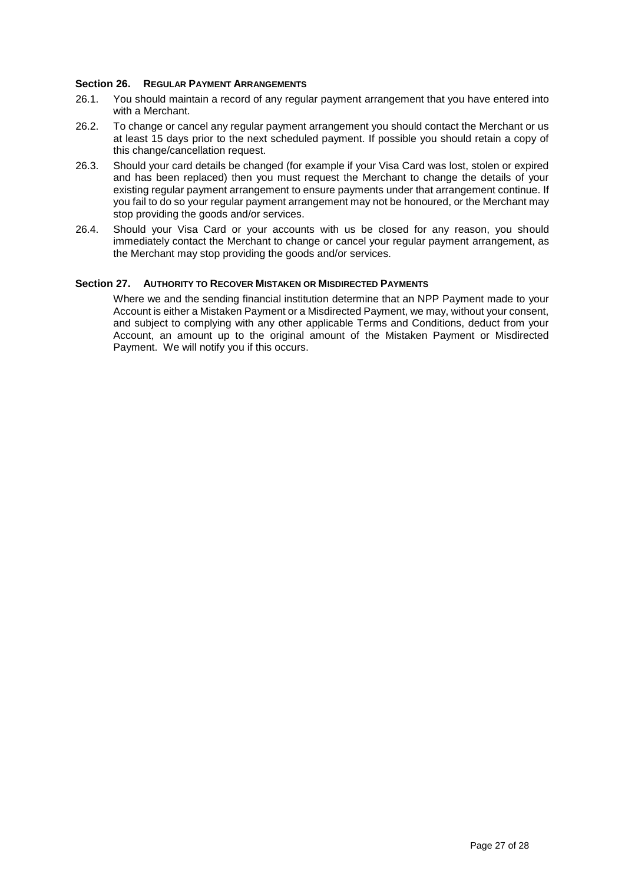## Section 26. REGULAR PAYMENT ARRANGEMENTS

26.1. You should maintain a record of any regular payment arrangement that you have entered into with a Merchant.

26.2. To change or cancel any regular payment arrangement you should contact the Merchant or us at least 15 days prior to the next scheduled payment. If possible you should retain a copy of this change/cancellation request.

26.3. Should your card details be changed (for example if your Visa Card was lost, stolen or expired and has been replaced) then you must request the Merchant to change the details of your existing regular payment arrangement to ensure payments under that arrangement continue. If you fail to do so your regular payment arrangement may not be honoured, or the Merchant may stop providing the goods and/or services.

26.4. Should your Visa Card or your accounts with us be closed for any reason, you should immediately contact the Merchant to change or cancel your regular payment arrangement, as the Merchant may stop providing the goods and/or services.

## Section 27. AUTHORITY TO RECOVER MISTAKEN OR MISDIRECTED PAYMENTS

Where we and the sending financial institution determine that an NPP Payment made to your Account is either a Mistaken Payment or a Misdirected Payment, we may, without your consent, and subject to complying with any other applicable Terms and Conditions, deduct from your Account, an amount up to the original amount of the Mistaken Payment or Misdirected Payment. We will notify you if this occurs.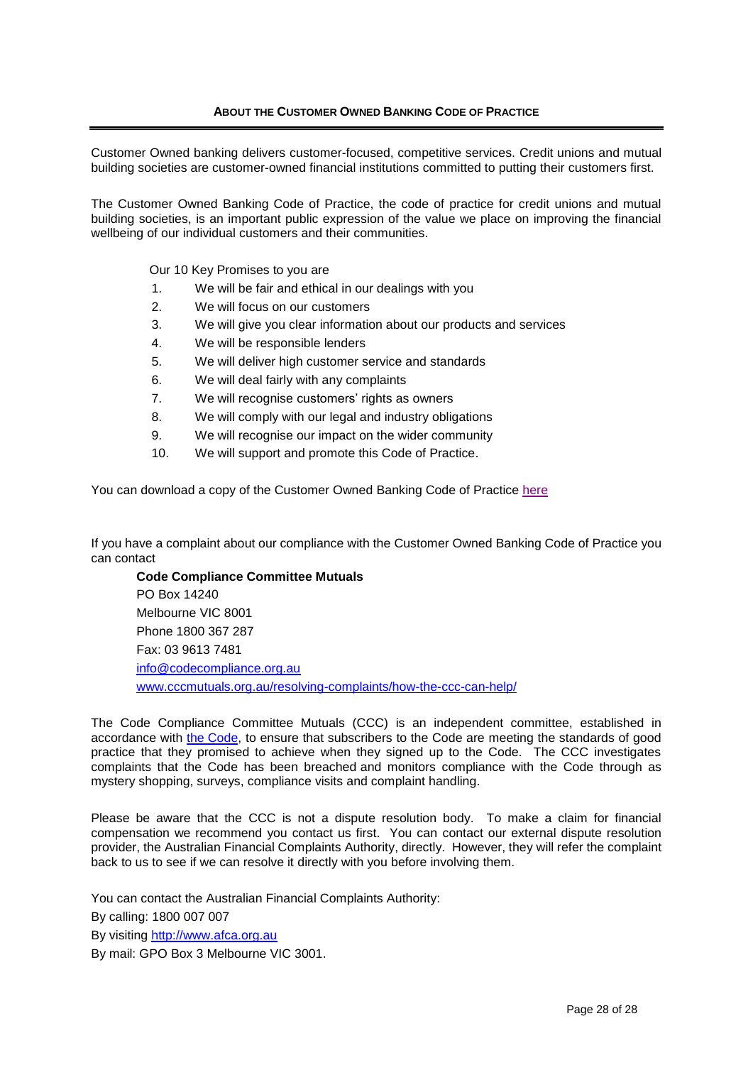## About the Customer Owned Banking Code of Practice

Customer Owned banking delivers customer-focused, competitive services. Credit unions and mutual building societies are customer-owned financial institutions committed to putting their customers first.

The Customer Owned Banking Code of Practice, the code of practice for credit unions and mutual building societies, is an important public expression of the value we place on improving the financial wellbeing of our individual customers and their communities.

Our 10 Key Promises to you are

1. We will be fair and ethical in our dealings with you
2. We will focus on our customers
3. We will give you clear information about our products and services
4. We will be responsible lenders
5. We will deliver high customer service and standards
6. We will deal fairly with any complaints
7. We will recognise customers' rights as owners
8. We will comply with our legal and industry obligations
9. We will recognise our impact on the wider community
10. We will support and promote this Code of Practice.

You can download a copy of the Customer Owned Banking Code of Practice here

If you have a complaint about our compliance with the Customer Owned Banking Code of Practice you can contact

**Code Compliance Committee Mutuals**
PO Box 14240
Melbourne VIC 8001
Phone 1800 367 287
Fax: 03 9613 7481
info@codecompliance.org.au
www.cccmutuals.org.au/resolving-complaints/how-the-ccc-can-help/

The Code Compliance Committee Mutuals (CCC) is an independent committee, established in accordance with the Code, to ensure that subscribers to the Code are meeting the standards of good practice that they promised to achieve when they signed up to the Code. The CCC investigates complaints that the Code has been breached and monitors compliance with the Code through as mystery shopping, surveys, compliance visits and complaint handling.

Please be aware that the CCC is not a dispute resolution body. To make a claim for financial compensation we recommend you contact us first. You can contact our external dispute resolution provider, the Australian Financial Complaints Authority, directly. However, they will refer the complaint back to us to see if we can resolve it directly with you before involving them.

You can contact the Australian Financial Complaints Authority:
By calling: 1800 007 007
By visiting http://www.afca.org.au
By mail: GPO Box 3 Melbourne VIC 3001.